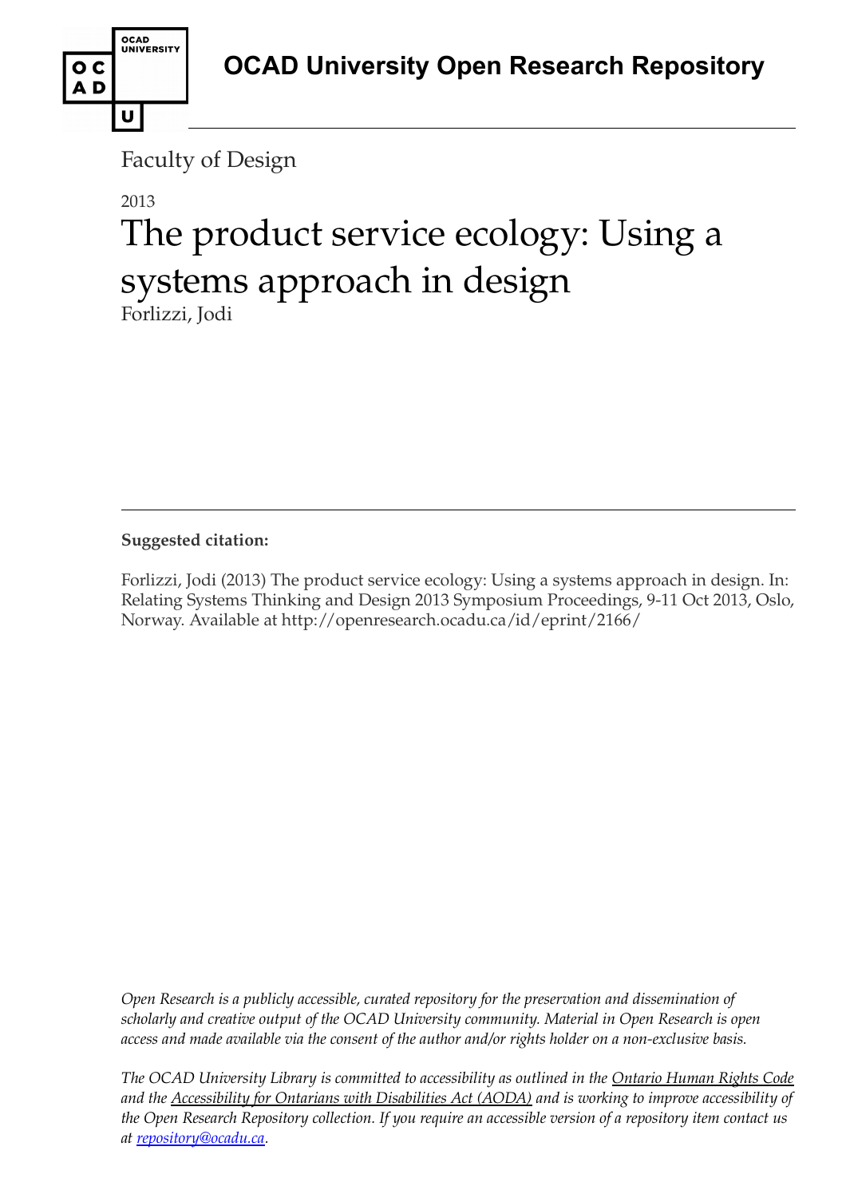**OCAD University Open Research Repository**

Faculty of Design

2013

# The product service ecology: Using a systems approach in design

Forlizzi, Jodi

---

**Suggested citation:**

Forlizzi, Jodi (2013) The product service ecology: Using a systems approach in design. In: Relating Systems Thinking and Design 2013 Symposium Proceedings, 9-11 Oct 2013, Oslo, Norway. Available at http://openresearch.ocadu.ca/id/eprint/2166/

*Open Research is a publicly accessible, curated repository for the preservation and dissemination of scholarly and creative output of the OCAD University community. Material in Open Research is open access and made available via the consent of the author and/or rights holder on a non-exclusive basis.*

*The OCAD University Library is committed to accessibility as outlined in the Ontario Human Rights Code and the Accessibility for Ontarians with Disabilities Act (AODA) and is working to improve accessibility of the Open Research Repository collection. If you require an accessible version of a repository item contact us at repository@ocadu.ca.*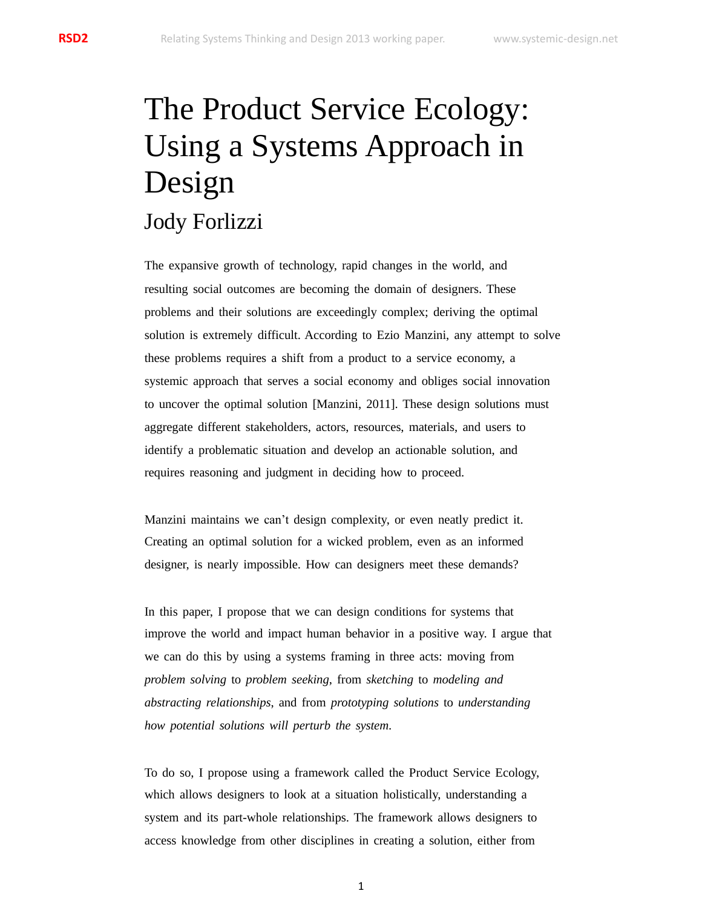# The Product Service Ecology: Using a Systems Approach in Design

## Jody Forlizzi

The expansive growth of technology, rapid changes in the world, and resulting social outcomes are becoming the domain of designers. These problems and their solutions are exceedingly complex; deriving the optimal solution is extremely difficult. According to Ezio Manzini, any attempt to solve these problems requires a shift from a product to a service economy, a systemic approach that serves a social economy and obliges social innovation to uncover the optimal solution [Manzini, 2011]. These design solutions must aggregate different stakeholders, actors, resources, materials, and users to identify a problematic situation and develop an actionable solution, and requires reasoning and judgment in deciding how to proceed.

Manzini maintains we can't design complexity, or even neatly predict it. Creating an optimal solution for a wicked problem, even as an informed designer, is nearly impossible. How can designers meet these demands?

In this paper, I propose that we can design conditions for systems that improve the world and impact human behavior in a positive way. I argue that we can do this by using a systems framing in three acts: moving from *problem solving* to *problem seeking*, from *sketching* to *modeling and abstracting relationships*, and from *prototyping solutions* to *understanding how potential solutions will perturb the system*.

To do so, I propose using a framework called the Product Service Ecology, which allows designers to look at a situation holistically, understanding a system and its part-whole relationships. The framework allows designers to access knowledge from other disciplines in creating a solution, either from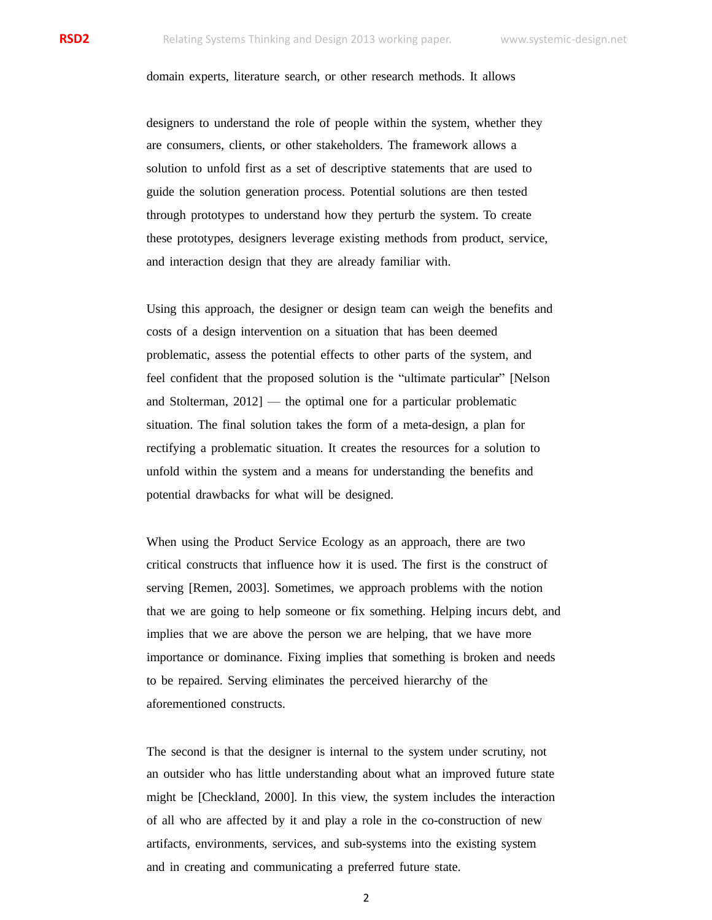domain experts, literature search, or other research methods. It allows

designers to understand the role of people within the system, whether they are consumers, clients, or other stakeholders. The framework allows a solution to unfold first as a set of descriptive statements that are used to guide the solution generation process. Potential solutions are then tested through prototypes to understand how they perturb the system. To create these prototypes, designers leverage existing methods from product, service, and interaction design that they are already familiar with.

Using this approach, the designer or design team can weigh the benefits and costs of a design intervention on a situation that has been deemed problematic, assess the potential effects to other parts of the system, and feel confident that the proposed solution is the "ultimate particular" [Nelson and Stolterman, 2012] — the optimal one for a particular problematic situation. The final solution takes the form of a meta-design, a plan for rectifying a problematic situation. It creates the resources for a solution to unfold within the system and a means for understanding the benefits and potential drawbacks for what will be designed.

When using the Product Service Ecology as an approach, there are two critical constructs that influence how it is used. The first is the construct of serving [Remen, 2003]. Sometimes, we approach problems with the notion that we are going to help someone or fix something. Helping incurs debt, and implies that we are above the person we are helping, that we have more importance or dominance. Fixing implies that something is broken and needs to be repaired. Serving eliminates the perceived hierarchy of the aforementioned constructs.

The second is that the designer is internal to the system under scrutiny, not an outsider who has little understanding about what an improved future state might be [Checkland, 2000]. In this view, the system includes the interaction of all who are affected by it and play a role in the co-construction of new artifacts, environments, services, and sub-systems into the existing system and in creating and communicating a preferred future state.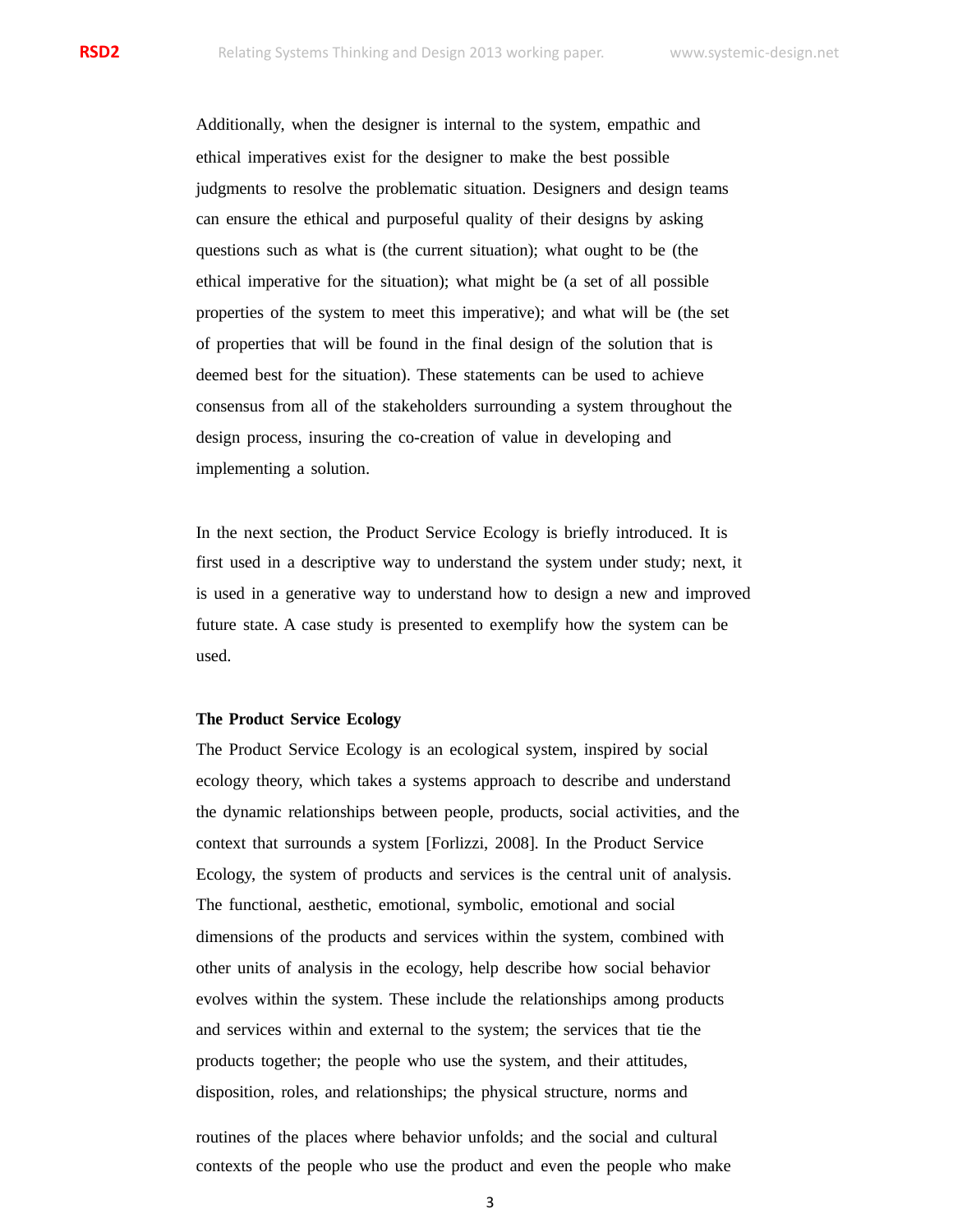Additionally, when the designer is internal to the system, empathic and ethical imperatives exist for the designer to make the best possible judgments to resolve the problematic situation. Designers and design teams can ensure the ethical and purposeful quality of their designs by asking questions such as what is (the current situation); what ought to be (the ethical imperative for the situation); what might be (a set of all possible properties of the system to meet this imperative); and what will be (the set of properties that will be found in the final design of the solution that is deemed best for the situation). These statements can be used to achieve consensus from all of the stakeholders surrounding a system throughout the design process, insuring the co-creation of value in developing and implementing a solution.

In the next section, the Product Service Ecology is briefly introduced. It is first used in a descriptive way to understand the system under study; next, it is used in a generative way to understand how to design a new and improved future state. A case study is presented to exemplify how the system can be used.

**The Product Service Ecology**

The Product Service Ecology is an ecological system, inspired by social ecology theory, which takes a systems approach to describe and understand the dynamic relationships between people, products, social activities, and the context that surrounds a system [Forlizzi, 2008]. In the Product Service Ecology, the system of products and services is the central unit of analysis. The functional, aesthetic, emotional, symbolic, emotional and social dimensions of the products and services within the system, combined with other units of analysis in the ecology, help describe how social behavior evolves within the system. These include the relationships among products and services within and external to the system; the services that tie the products together; the people who use the system, and their attitudes, disposition, roles, and relationships; the physical structure, norms and routines of the places where behavior unfolds; and the social and cultural contexts of the people who use the product and even the people who make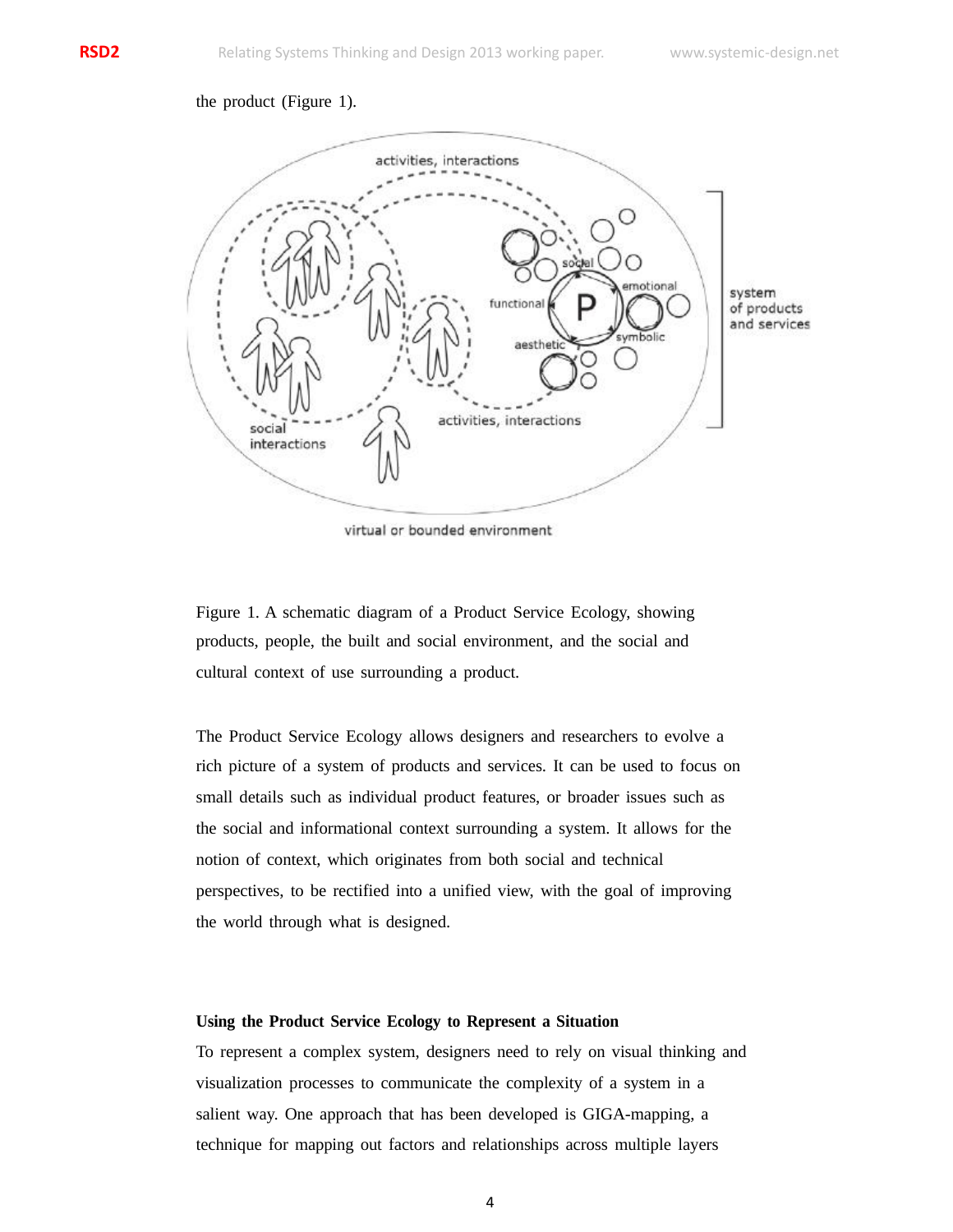the product (Figure 1).

Figure 1. A schematic diagram of a Product Service Ecology, showing products, people, the built and social environment, and the social and cultural context of use surrounding a product.

The Product Service Ecology allows designers and researchers to evolve a rich picture of a system of products and services. It can be used to focus on small details such as individual product features, or broader issues such as the social and informational context surrounding a system. It allows for the notion of context, which originates from both social and technical perspectives, to be rectified into a unified view, with the goal of improving the world through what is designed.

**Using the Product Service Ecology to Represent a Situation**

To represent a complex system, designers need to rely on visual thinking and visualization processes to communicate the complexity of a system in a salient way. One approach that has been developed is GIGA-mapping, a technique for mapping out factors and relationships across multiple layers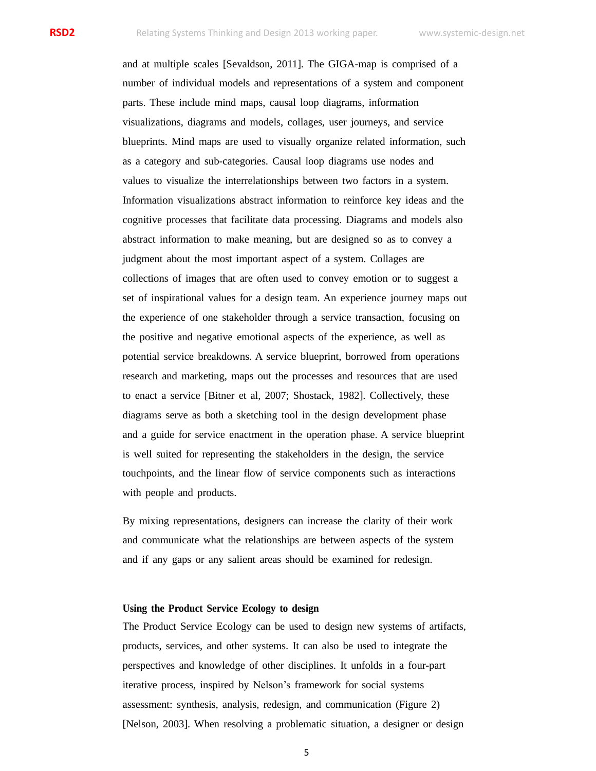and at multiple scales [Sevaldson, 2011]. The GIGA-map is comprised of a number of individual models and representations of a system and component parts. These include mind maps, causal loop diagrams, information visualizations, diagrams and models, collages, user journeys, and service blueprints. Mind maps are used to visually organize related information, such as a category and sub-categories. Causal loop diagrams use nodes and values to visualize the interrelationships between two factors in a system. Information visualizations abstract information to reinforce key ideas and the cognitive processes that facilitate data processing. Diagrams and models also abstract information to make meaning, but are designed so as to convey a judgment about the most important aspect of a system. Collages are collections of images that are often used to convey emotion or to suggest a set of inspirational values for a design team. An experience journey maps out the experience of one stakeholder through a service transaction, focusing on the positive and negative emotional aspects of the experience, as well as potential service breakdowns. A service blueprint, borrowed from operations research and marketing, maps out the processes and resources that are used to enact a service [Bitner et al, 2007; Shostack, 1982]. Collectively, these diagrams serve as both a sketching tool in the design development phase and a guide for service enactment in the operation phase. A service blueprint is well suited for representing the stakeholders in the design, the service touchpoints, and the linear flow of service components such as interactions with people and products.

By mixing representations, designers can increase the clarity of their work and communicate what the relationships are between aspects of the system and if any gaps or any salient areas should be examined for redesign.

**Using the Product Service Ecology to design**

The Product Service Ecology can be used to design new systems of artifacts, products, services, and other systems. It can also be used to integrate the perspectives and knowledge of other disciplines. It unfolds in a four-part iterative process, inspired by Nelson's framework for social systems assessment: synthesis, analysis, redesign, and communication (Figure 2) [Nelson, 2003]. When resolving a problematic situation, a designer or design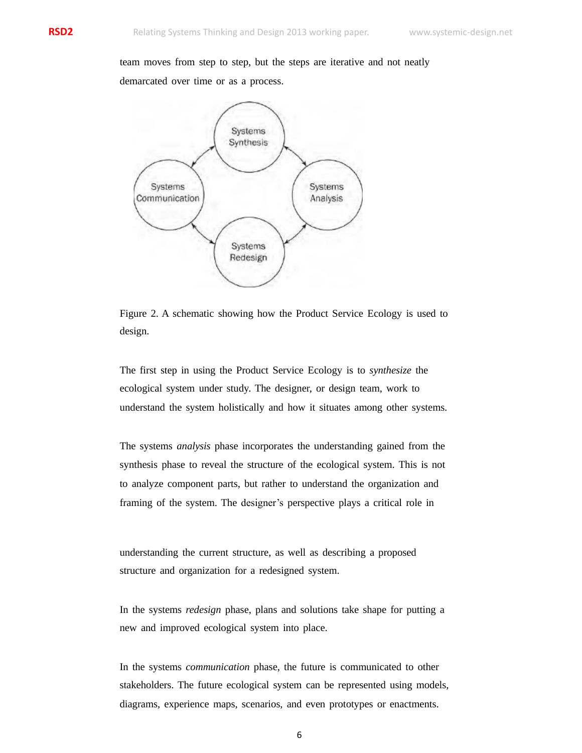team moves from step to step, but the steps are iterative and not neatly demarcated over time or as a process.

Figure 2. A schematic showing how the Product Service Ecology is used to design.

The first step in using the Product Service Ecology is to *synthesize* the ecological system under study. The designer, or design team, work to understand the system holistically and how it situates among other systems.

The systems *analysis* phase incorporates the understanding gained from the synthesis phase to reveal the structure of the ecological system. This is not to analyze component parts, but rather to understand the organization and framing of the system. The designer's perspective plays a critical role in understanding the current structure, as well as describing a proposed structure and organization for a redesigned system.

In the systems *redesign* phase, plans and solutions take shape for putting a new and improved ecological system into place.

In the systems *communication* phase, the future is communicated to other stakeholders. The future ecological system can be represented using models, diagrams, experience maps, scenarios, and even prototypes or enactments.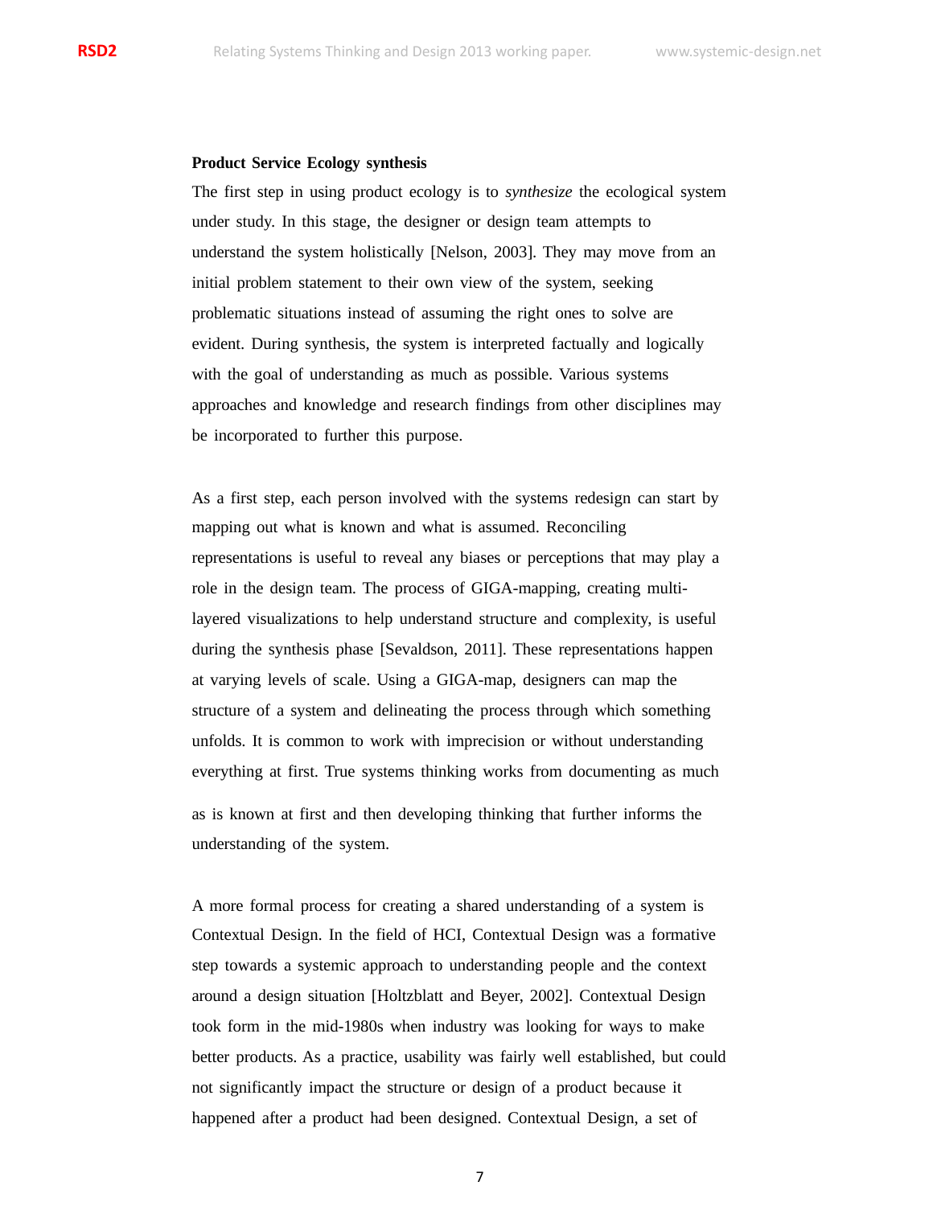**Product Service Ecology synthesis**

The first step in using product ecology is to *synthesize* the ecological system under study. In this stage, the designer or design team attempts to understand the system holistically [Nelson, 2003]. They may move from an initial problem statement to their own view of the system, seeking problematic situations instead of assuming the right ones to solve are evident. During synthesis, the system is interpreted factually and logically with the goal of understanding as much as possible. Various systems approaches and knowledge and research findings from other disciplines may be incorporated to further this purpose.

As a first step, each person involved with the systems redesign can start by mapping out what is known and what is assumed. Reconciling representations is useful to reveal any biases or perceptions that may play a role in the design team. The process of GIGA-mapping, creating multi-layered visualizations to help understand structure and complexity, is useful during the synthesis phase [Sevaldson, 2011]. These representations happen at varying levels of scale. Using a GIGA-map, designers can map the structure of a system and delineating the process through which something unfolds. It is common to work with imprecision or without understanding everything at first. True systems thinking works from documenting as much as is known at first and then developing thinking that further informs the understanding of the system.

A more formal process for creating a shared understanding of a system is Contextual Design. In the field of HCI, Contextual Design was a formative step towards a systemic approach to understanding people and the context around a design situation [Holtzblatt and Beyer, 2002]. Contextual Design took form in the mid-1980s when industry was looking for ways to make better products. As a practice, usability was fairly well established, but could not significantly impact the structure or design of a product because it happened after a product had been designed. Contextual Design, a set of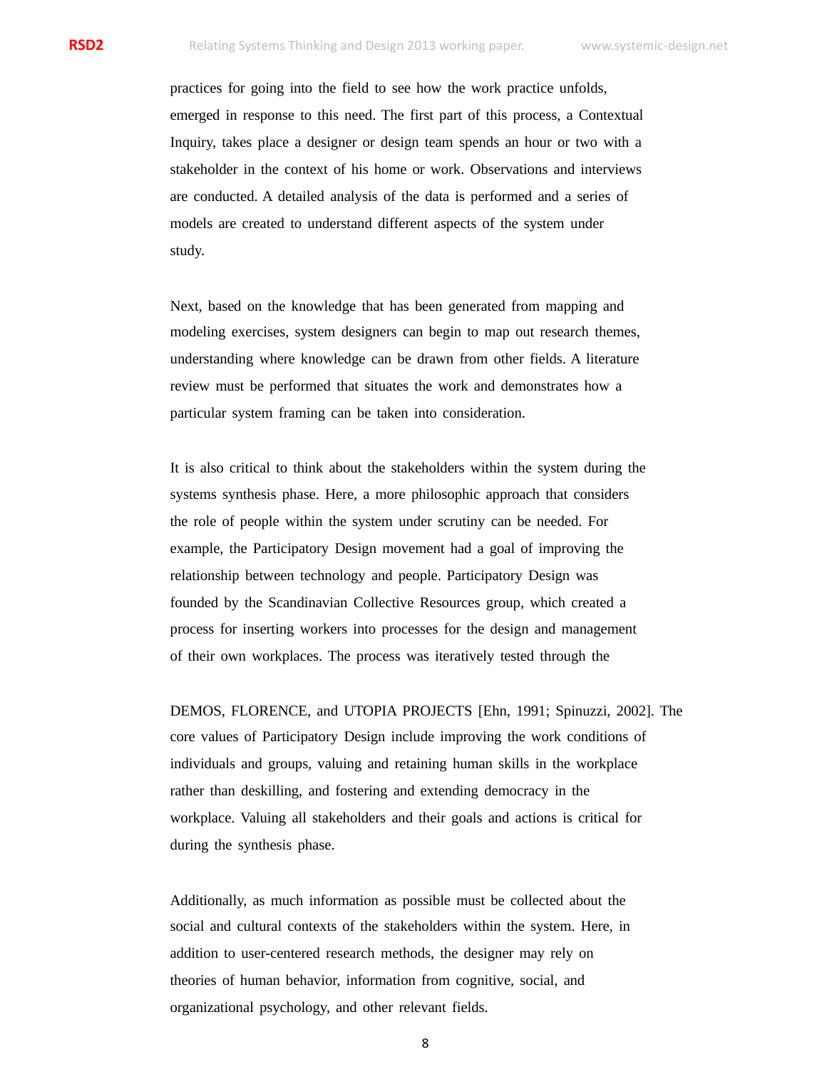practices for going into the field to see how the work practice unfolds, emerged in response to this need. The first part of this process, a Contextual Inquiry, takes place a designer or design team spends an hour or two with a stakeholder in the context of his home or work. Observations and interviews are conducted. A detailed analysis of the data is performed and a series of models are created to understand different aspects of the system under study.

Next, based on the knowledge that has been generated from mapping and modeling exercises, system designers can begin to map out research themes, understanding where knowledge can be drawn from other fields. A literature review must be performed that situates the work and demonstrates how a particular system framing can be taken into consideration.

It is also critical to think about the stakeholders within the system during the systems synthesis phase. Here, a more philosophic approach that considers the role of people within the system under scrutiny can be needed. For example, the Participatory Design movement had a goal of improving the relationship between technology and people. Participatory Design was founded by the Scandinavian Collective Resources group, which created a process for inserting workers into processes for the design and management of their own workplaces. The process was iteratively tested through the

DEMOS, FLORENCE, and UTOPIA PROJECTS [Ehn, 1991; Spinuzzi, 2002]. The core values of Participatory Design include improving the work conditions of individuals and groups, valuing and retaining human skills in the workplace rather than deskilling, and fostering and extending democracy in the workplace. Valuing all stakeholders and their goals and actions is critical for during the synthesis phase.

Additionally, as much information as possible must be collected about the social and cultural contexts of the stakeholders within the system. Here, in addition to user-centered research methods, the designer may rely on theories of human behavior, information from cognitive, social, and organizational psychology, and other relevant fields.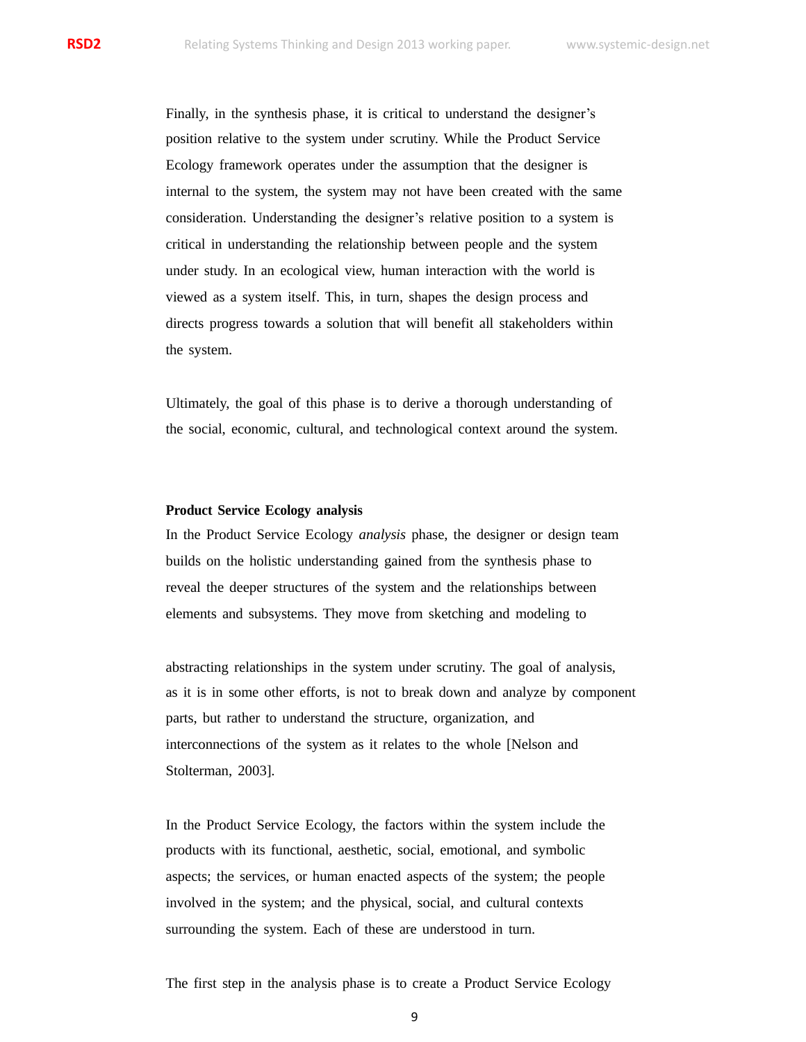Finally, in the synthesis phase, it is critical to understand the designer's position relative to the system under scrutiny. While the Product Service Ecology framework operates under the assumption that the designer is internal to the system, the system may not have been created with the same consideration. Understanding the designer's relative position to a system is critical in understanding the relationship between people and the system under study. In an ecological view, human interaction with the world is viewed as a system itself. This, in turn, shapes the design process and directs progress towards a solution that will benefit all stakeholders within the system.

Ultimately, the goal of this phase is to derive a thorough understanding of the social, economic, cultural, and technological context around the system.

**Product Service Ecology analysis**

In the Product Service Ecology *analysis* phase, the designer or design team builds on the holistic understanding gained from the synthesis phase to reveal the deeper structures of the system and the relationships between elements and subsystems. They move from sketching and modeling to abstracting relationships in the system under scrutiny. The goal of analysis, as it is in some other efforts, is not to break down and analyze by component parts, but rather to understand the structure, organization, and interconnections of the system as it relates to the whole [Nelson and Stolterman, 2003].

In the Product Service Ecology, the factors within the system include the products with its functional, aesthetic, social, emotional, and symbolic aspects; the services, or human enacted aspects of the system; the people involved in the system; and the physical, social, and cultural contexts surrounding the system. Each of these are understood in turn.

The first step in the analysis phase is to create a Product Service Ecology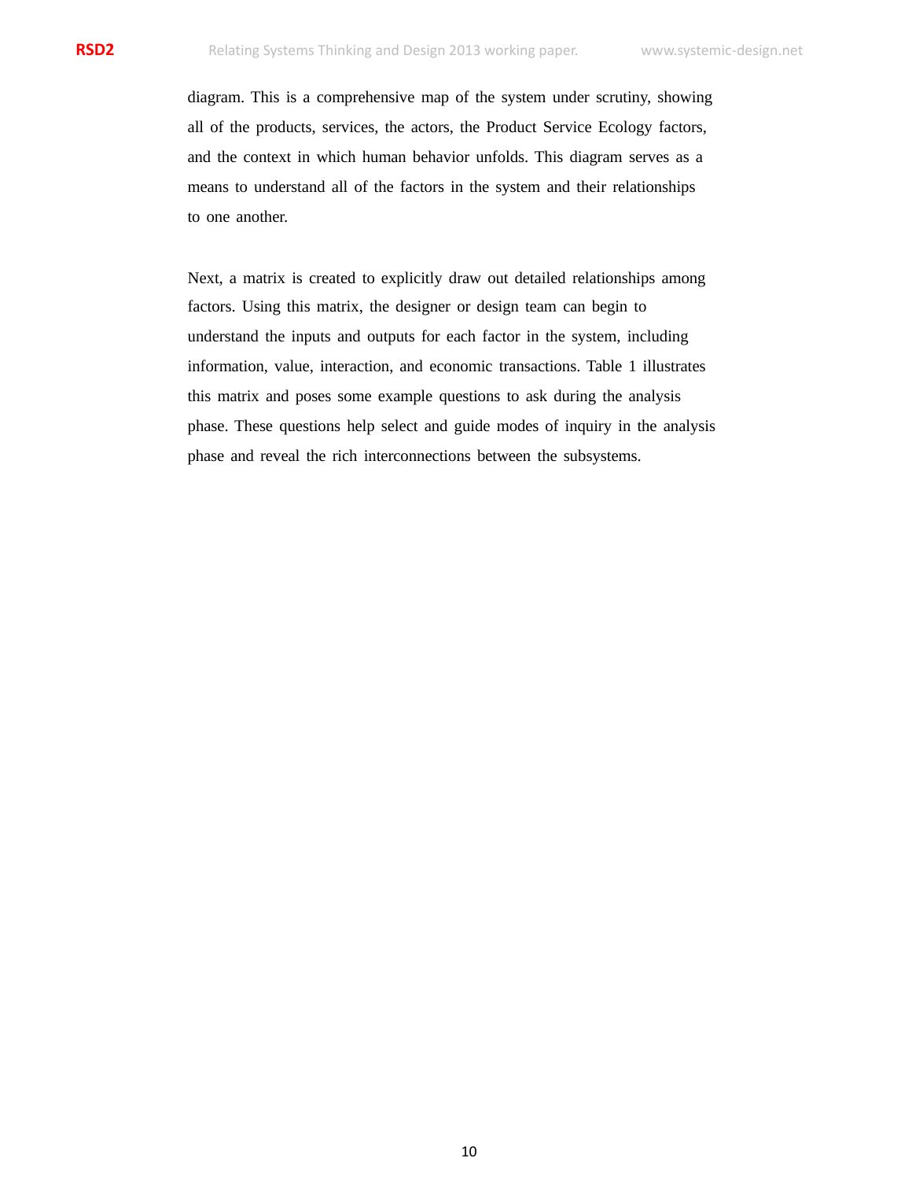diagram. This is a comprehensive map of the system under scrutiny, showing all of the products, services, the actors, the Product Service Ecology factors, and the context in which human behavior unfolds. This diagram serves as a means to understand all of the factors in the system and their relationships to one another.

Next, a matrix is created to explicitly draw out detailed relationships among factors. Using this matrix, the designer or design team can begin to understand the inputs and outputs for each factor in the system, including information, value, interaction, and economic transactions. Table 1 illustrates this matrix and poses some example questions to ask during the analysis phase. These questions help select and guide modes of inquiry in the analysis phase and reveal the rich interconnections between the subsystems.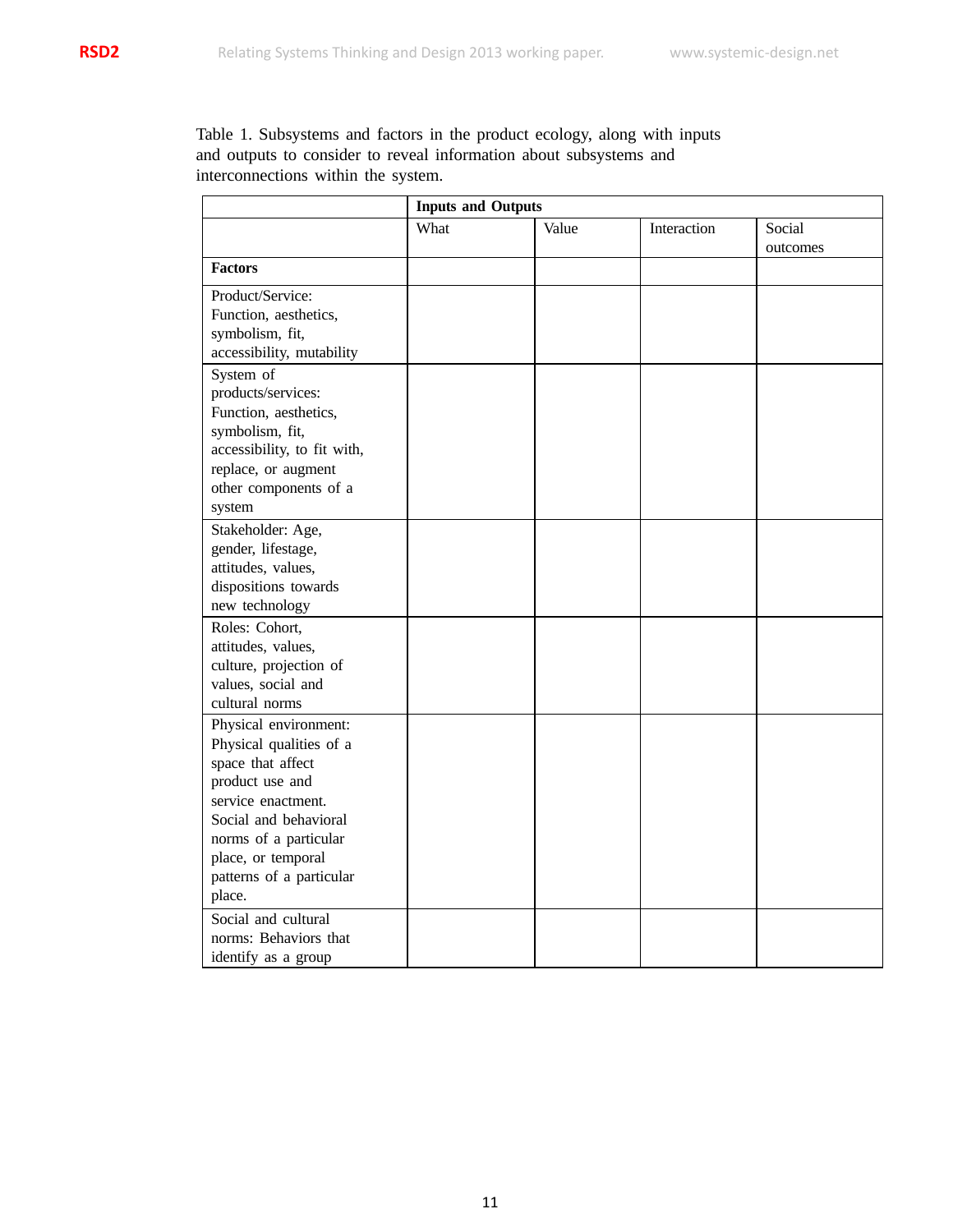Table 1. Subsystems and factors in the product ecology, along with inputs and outputs to consider to reveal information about subsystems and interconnections within the system.

| | **Inputs and Outputs** | | | |
|---|---|---|---|---|
| | What | Value | Interaction | Social outcomes |
| **Factors** | | | | |
| Product/Service: Function, aesthetics, symbolism, fit, accessibility, mutability | | | | |
| System of products/services: Function, aesthetics, symbolism, fit, accessibility, to fit with, replace, or augment other components of a system | | | | |
| Stakeholder: Age, gender, lifestage, attitudes, values, dispositions towards new technology | | | | |
| Roles: Cohort, attitudes, values, culture, projection of values, social and cultural norms | | | | |
| Physical environment: Physical qualities of a space that affect product use and service enactment. Social and behavioral norms of a particular place, or temporal patterns of a particular place. | | | | |
| Social and cultural norms: Behaviors that identify as a group | | | | |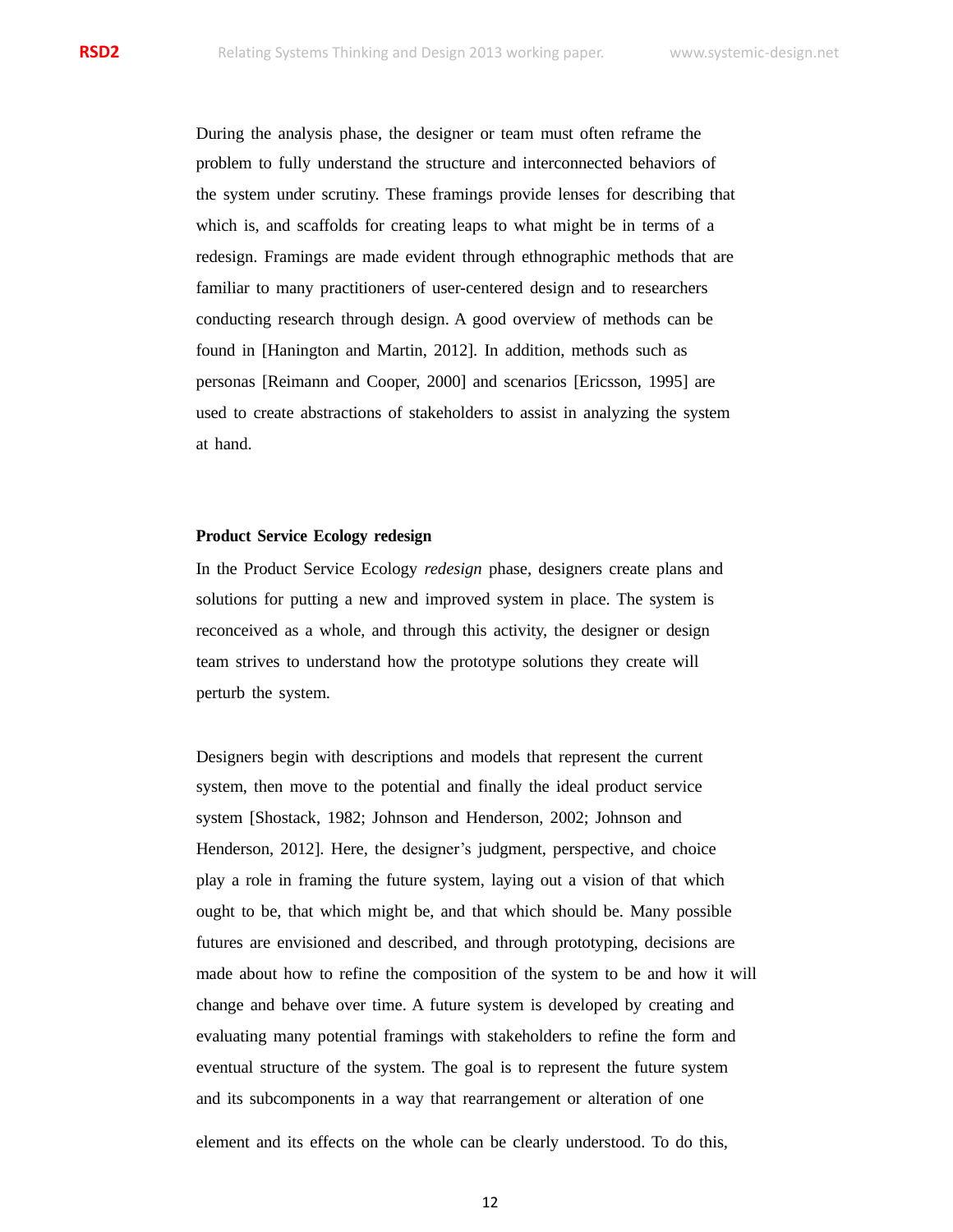During the analysis phase, the designer or team must often reframe the problem to fully understand the structure and interconnected behaviors of the system under scrutiny. These framings provide lenses for describing that which is, and scaffolds for creating leaps to what might be in terms of a redesign. Framings are made evident through ethnographic methods that are familiar to many practitioners of user-centered design and to researchers conducting research through design. A good overview of methods can be found in [Hanington and Martin, 2012]. In addition, methods such as personas [Reimann and Cooper, 2000] and scenarios [Ericsson, 1995] are used to create abstractions of stakeholders to assist in analyzing the system at hand.

**Product Service Ecology redesign**

In the Product Service Ecology *redesign* phase, designers create plans and solutions for putting a new and improved system in place. The system is reconceived as a whole, and through this activity, the designer or design team strives to understand how the prototype solutions they create will perturb the system.

Designers begin with descriptions and models that represent the current system, then move to the potential and finally the ideal product service system [Shostack, 1982; Johnson and Henderson, 2002; Johnson and Henderson, 2012]. Here, the designer's judgment, perspective, and choice play a role in framing the future system, laying out a vision of that which ought to be, that which might be, and that which should be. Many possible futures are envisioned and described, and through prototyping, decisions are made about how to refine the composition of the system to be and how it will change and behave over time. A future system is developed by creating and evaluating many potential framings with stakeholders to refine the form and eventual structure of the system. The goal is to represent the future system and its subcomponents in a way that rearrangement or alteration of one element and its effects on the whole can be clearly understood. To do this,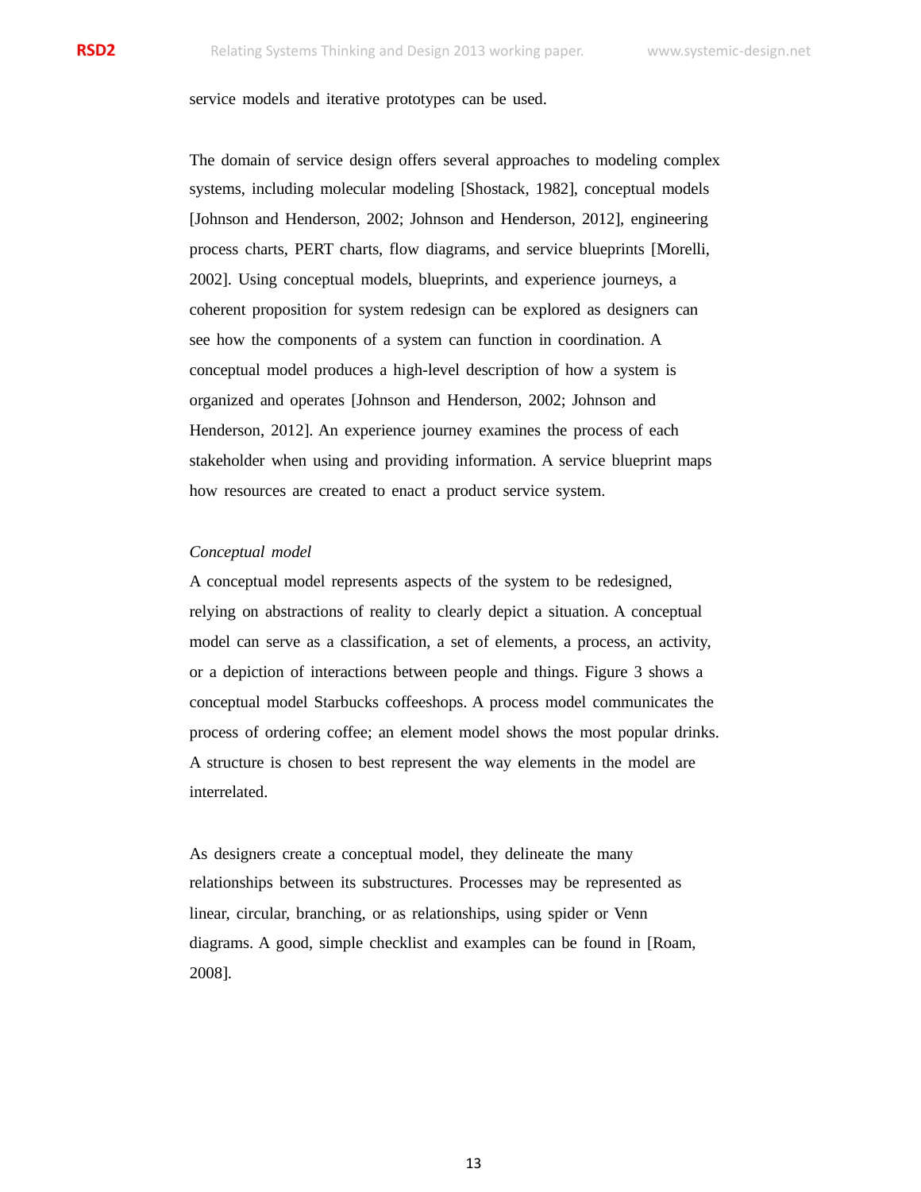service models and iterative prototypes can be used.

The domain of service design offers several approaches to modeling complex systems, including molecular modeling [Shostack, 1982], conceptual models [Johnson and Henderson, 2002; Johnson and Henderson, 2012], engineering process charts, PERT charts, flow diagrams, and service blueprints [Morelli, 2002]. Using conceptual models, blueprints, and experience journeys, a coherent proposition for system redesign can be explored as designers can see how the components of a system can function in coordination. A conceptual model produces a high-level description of how a system is organized and operates [Johnson and Henderson, 2002; Johnson and Henderson, 2012]. An experience journey examines the process of each stakeholder when using and providing information. A service blueprint maps how resources are created to enact a product service system.

*Conceptual model*

A conceptual model represents aspects of the system to be redesigned, relying on abstractions of reality to clearly depict a situation. A conceptual model can serve as a classification, a set of elements, a process, an activity, or a depiction of interactions between people and things. Figure 3 shows a conceptual model Starbucks coffeeshops. A process model communicates the process of ordering coffee; an element model shows the most popular drinks. A structure is chosen to best represent the way elements in the model are interrelated.

As designers create a conceptual model, they delineate the many relationships between its substructures. Processes may be represented as linear, circular, branching, or as relationships, using spider or Venn diagrams. A good, simple checklist and examples can be found in [Roam, 2008].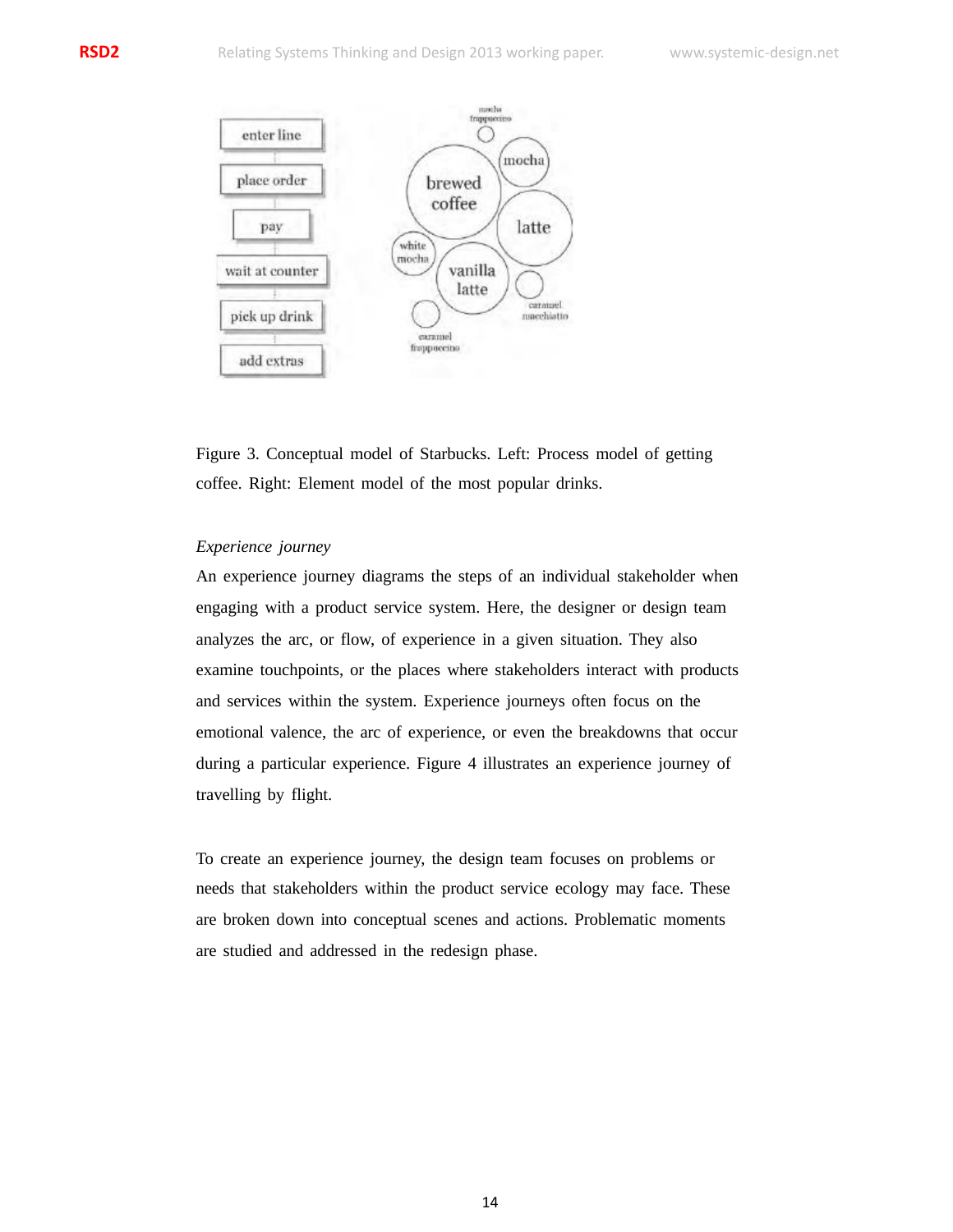Figure 3. Conceptual model of Starbucks. Left: Process model of getting coffee. Right: Element model of the most popular drinks.

*Experience journey*

An experience journey diagrams the steps of an individual stakeholder when engaging with a product service system. Here, the designer or design team analyzes the arc, or flow, of experience in a given situation. They also examine touchpoints, or the places where stakeholders interact with products and services within the system. Experience journeys often focus on the emotional valence, the arc of experience, or even the breakdowns that occur during a particular experience. Figure 4 illustrates an experience journey of travelling by flight.

To create an experience journey, the design team focuses on problems or needs that stakeholders within the product service ecology may face. These are broken down into conceptual scenes and actions. Problematic moments are studied and addressed in the redesign phase.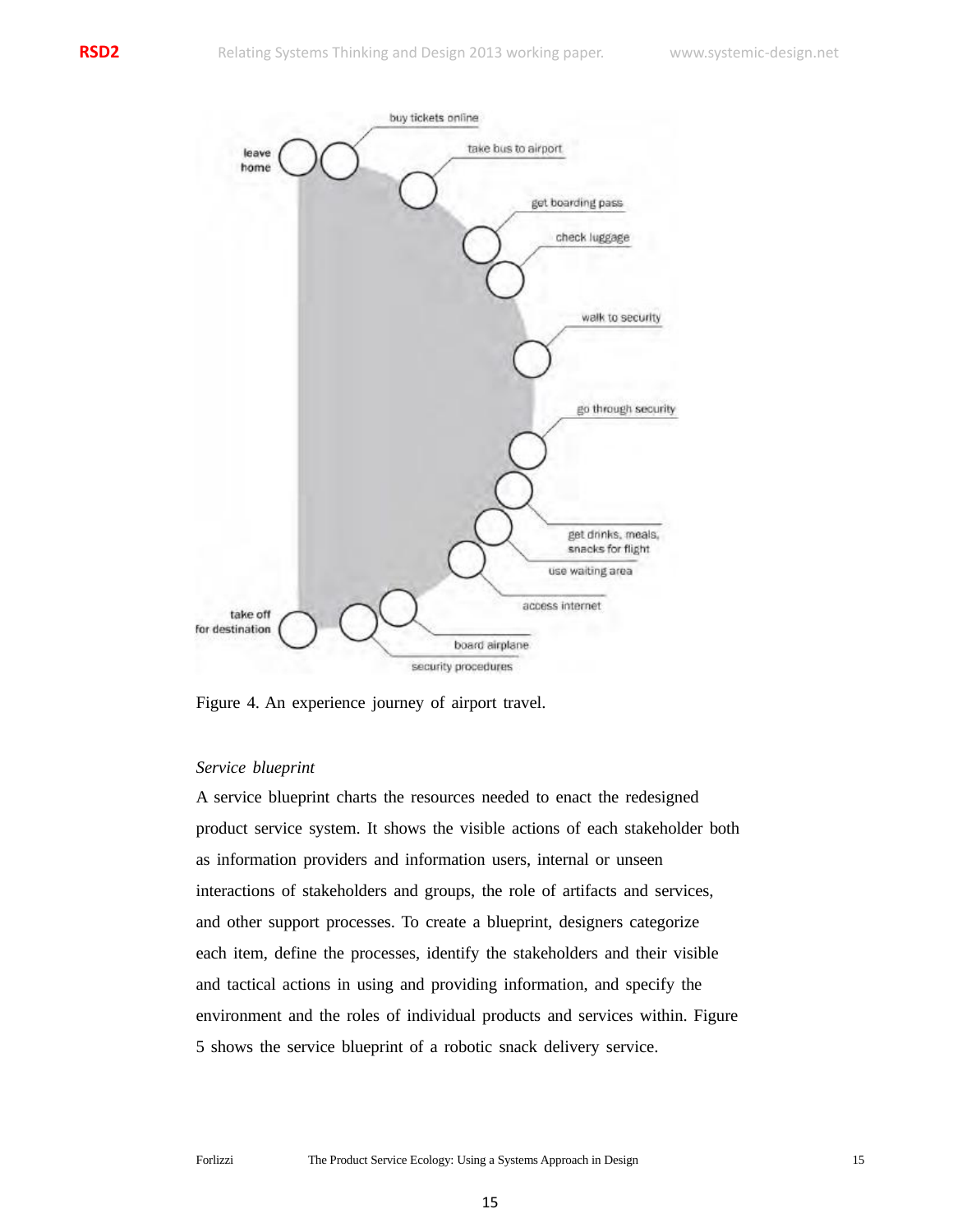Figure 4. An experience journey of airport travel.

*Service blueprint*

A service blueprint charts the resources needed to enact the redesigned product service system. It shows the visible actions of each stakeholder both as information providers and information users, internal or unseen interactions of stakeholders and groups, the role of artifacts and services, and other support processes. To create a blueprint, designers categorize each item, define the processes, identify the stakeholders and their visible and tactical actions in using and providing information, and specify the environment and the roles of individual products and services within. Figure 5 shows the service blueprint of a robotic snack delivery service.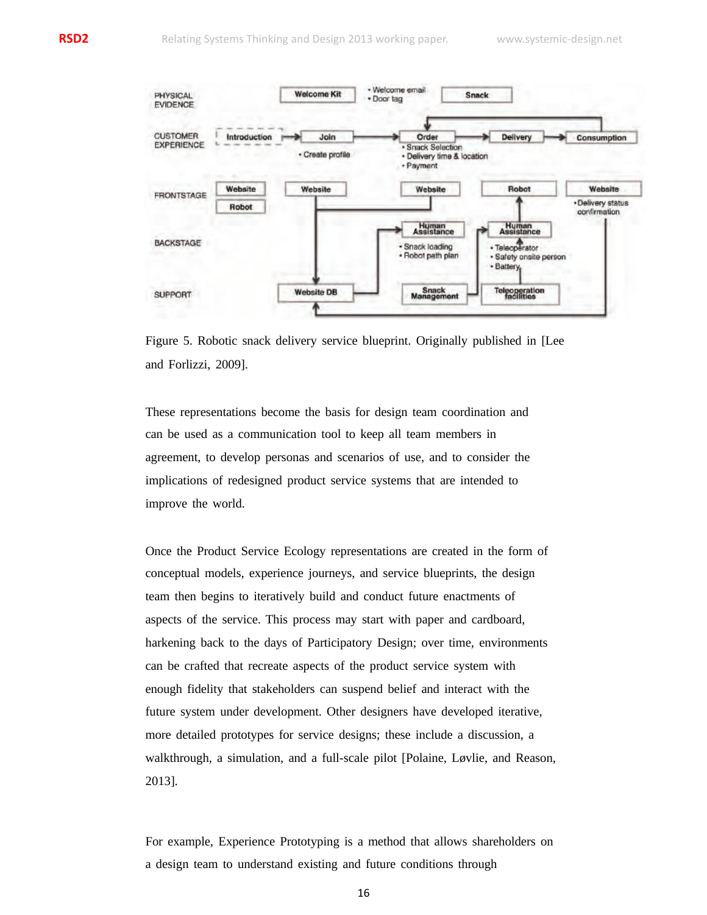Figure 5. Robotic snack delivery service blueprint. Originally published in [Lee and Forlizzi, 2009].

These representations become the basis for design team coordination and can be used as a communication tool to keep all team members in agreement, to develop personas and scenarios of use, and to consider the implications of redesigned product service systems that are intended to improve the world.

Once the Product Service Ecology representations are created in the form of conceptual models, experience journeys, and service blueprints, the design team then begins to iteratively build and conduct future enactments of aspects of the service. This process may start with paper and cardboard, harkening back to the days of Participatory Design; over time, environments can be crafted that recreate aspects of the product service system with enough fidelity that stakeholders can suspend belief and interact with the future system under development. Other designers have developed iterative, more detailed prototypes for service designs; these include a discussion, a walkthrough, a simulation, and a full-scale pilot [Polaine, Løvlie, and Reason, 2013].

For example, Experience Prototyping is a method that allows shareholders on a design team to understand existing and future conditions through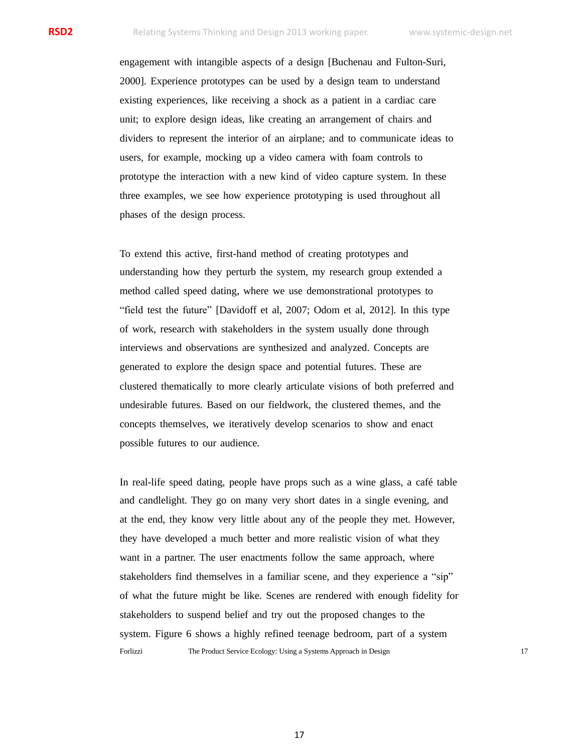engagement with intangible aspects of a design [Buchenau and Fulton-Suri, 2000]. Experience prototypes can be used by a design team to understand existing experiences, like receiving a shock as a patient in a cardiac care unit; to explore design ideas, like creating an arrangement of chairs and dividers to represent the interior of an airplane; and to communicate ideas to users, for example, mocking up a video camera with foam controls to prototype the interaction with a new kind of video capture system. In these three examples, we see how experience prototyping is used throughout all phases of the design process.

To extend this active, first-hand method of creating prototypes and understanding how they perturb the system, my research group extended a method called speed dating, where we use demonstrational prototypes to "field test the future" [Davidoff et al, 2007; Odom et al, 2012]. In this type of work, research with stakeholders in the system usually done through interviews and observations are synthesized and analyzed. Concepts are generated to explore the design space and potential futures. These are clustered thematically to more clearly articulate visions of both preferred and undesirable futures. Based on our fieldwork, the clustered themes, and the concepts themselves, we iteratively develop scenarios to show and enact possible futures to our audience.

In real-life speed dating, people have props such as a wine glass, a café table and candlelight. They go on many very short dates in a single evening, and at the end, they know very little about any of the people they met. However, they have developed a much better and more realistic vision of what they want in a partner. The user enactments follow the same approach, where stakeholders find themselves in a familiar scene, and they experience a "sip" of what the future might be like. Scenes are rendered with enough fidelity for stakeholders to suspend belief and try out the proposed changes to the system. Figure 6 shows a highly refined teenage bedroom, part of a system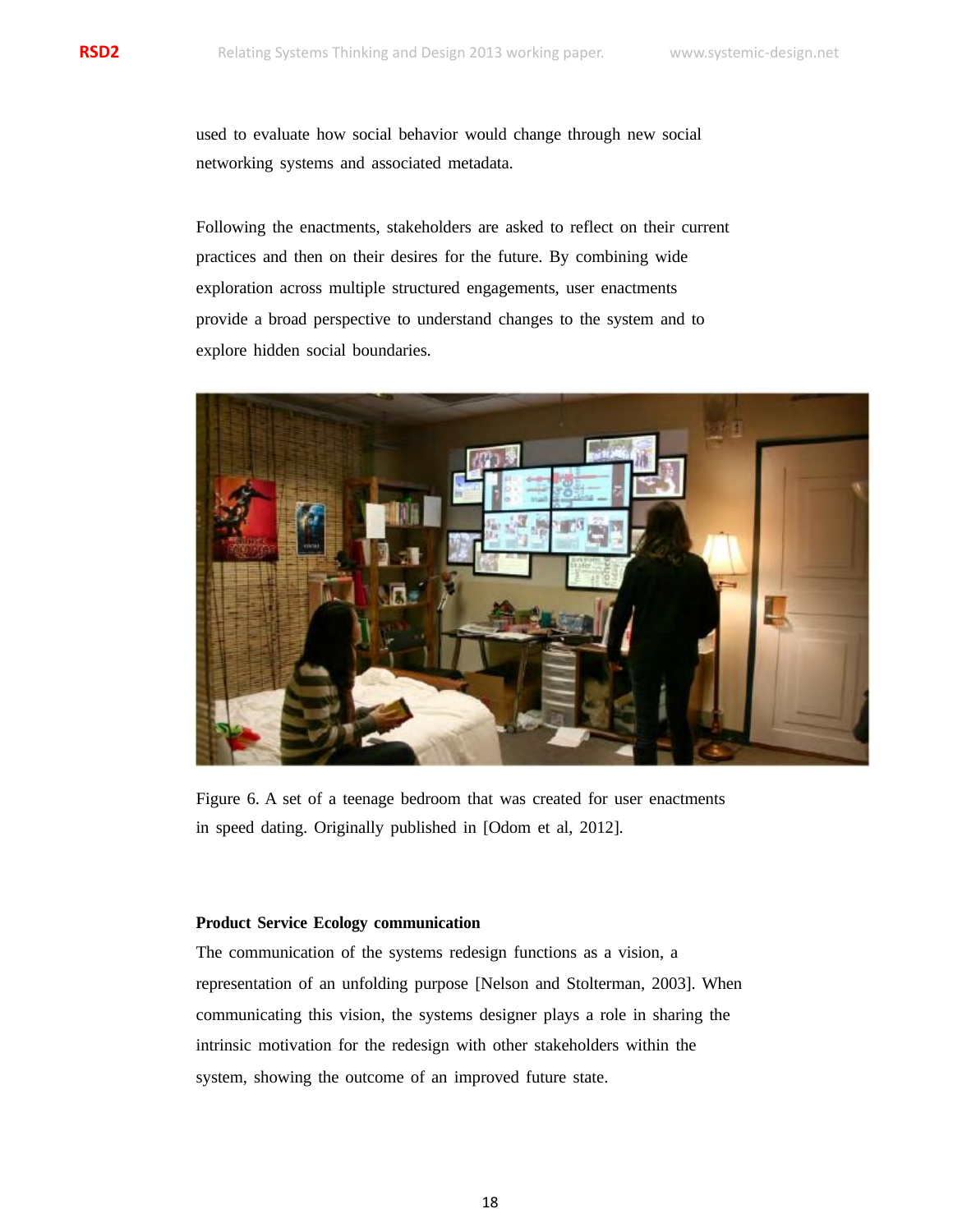used to evaluate how social behavior would change through new social networking systems and associated metadata.

Following the enactments, stakeholders are asked to reflect on their current practices and then on their desires for the future. By combining wide exploration across multiple structured engagements, user enactments provide a broad perspective to understand changes to the system and to explore hidden social boundaries.

Figure 6. A set of a teenage bedroom that was created for user enactments in speed dating. Originally published in [Odom et al, 2012].

**Product Service Ecology communication**

The communication of the systems redesign functions as a vision, a representation of an unfolding purpose [Nelson and Stolterman, 2003]. When communicating this vision, the systems designer plays a role in sharing the intrinsic motivation for the redesign with other stakeholders within the system, showing the outcome of an improved future state.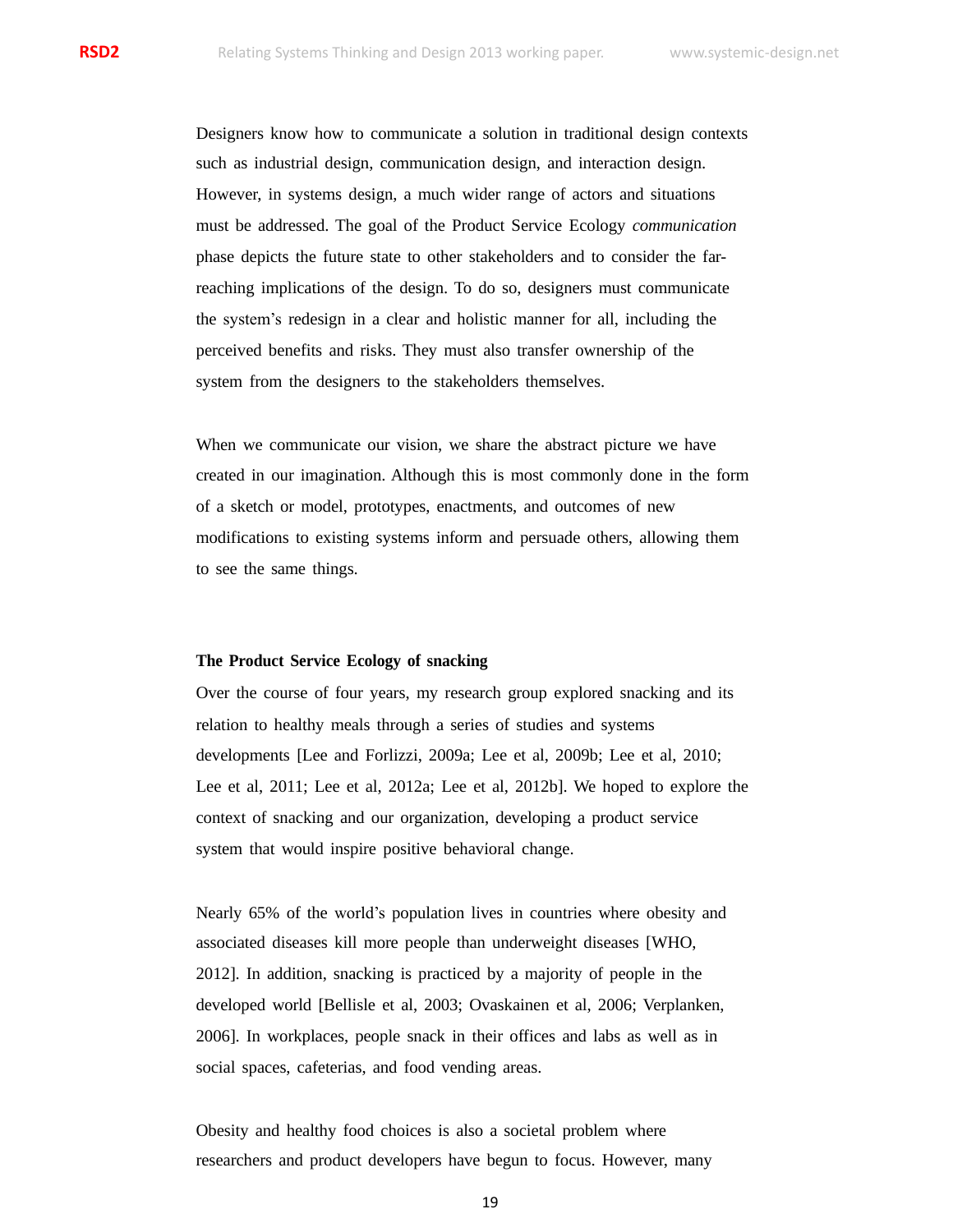Designers know how to communicate a solution in traditional design contexts such as industrial design, communication design, and interaction design. However, in systems design, a much wider range of actors and situations must be addressed. The goal of the Product Service Ecology *communication* phase depicts the future state to other stakeholders and to consider the far-reaching implications of the design. To do so, designers must communicate the system's redesign in a clear and holistic manner for all, including the perceived benefits and risks. They must also transfer ownership of the system from the designers to the stakeholders themselves.

When we communicate our vision, we share the abstract picture we have created in our imagination. Although this is most commonly done in the form of a sketch or model, prototypes, enactments, and outcomes of new modifications to existing systems inform and persuade others, allowing them to see the same things.

**The Product Service Ecology of snacking**

Over the course of four years, my research group explored snacking and its relation to healthy meals through a series of studies and systems developments [Lee and Forlizzi, 2009a; Lee et al, 2009b; Lee et al, 2010; Lee et al, 2011; Lee et al, 2012a; Lee et al, 2012b]. We hoped to explore the context of snacking and our organization, developing a product service system that would inspire positive behavioral change.

Nearly 65% of the world's population lives in countries where obesity and associated diseases kill more people than underweight diseases [WHO, 2012]. In addition, snacking is practiced by a majority of people in the developed world [Bellisle et al, 2003; Ovaskainen et al, 2006; Verplanken, 2006]. In workplaces, people snack in their offices and labs as well as in social spaces, cafeterias, and food vending areas.

Obesity and healthy food choices is also a societal problem where researchers and product developers have begun to focus. However, many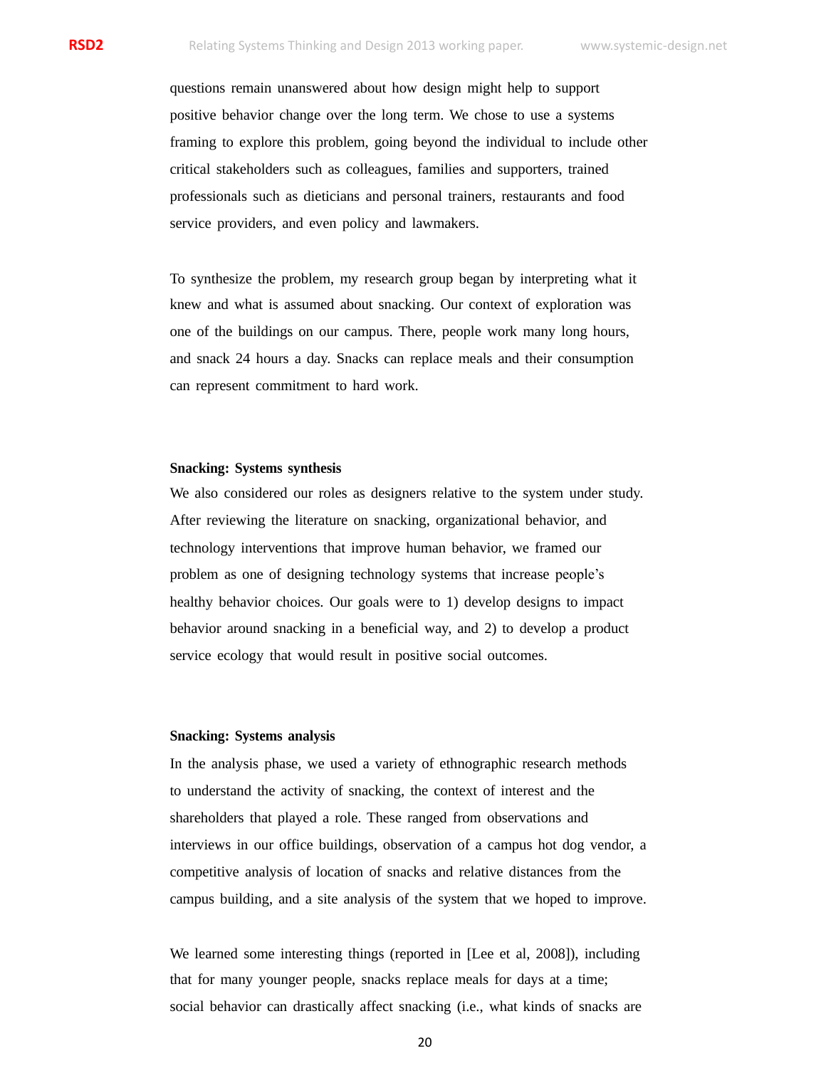questions remain unanswered about how design might help to support positive behavior change over the long term. We chose to use a systems framing to explore this problem, going beyond the individual to include other critical stakeholders such as colleagues, families and supporters, trained professionals such as dieticians and personal trainers, restaurants and food service providers, and even policy and lawmakers.

To synthesize the problem, my research group began by interpreting what it knew and what is assumed about snacking. Our context of exploration was one of the buildings on our campus. There, people work many long hours, and snack 24 hours a day. Snacks can replace meals and their consumption can represent commitment to hard work.

**Snacking: Systems synthesis**

We also considered our roles as designers relative to the system under study. After reviewing the literature on snacking, organizational behavior, and technology interventions that improve human behavior, we framed our problem as one of designing technology systems that increase people's healthy behavior choices. Our goals were to 1) develop designs to impact behavior around snacking in a beneficial way, and 2) to develop a product service ecology that would result in positive social outcomes.

**Snacking: Systems analysis**

In the analysis phase, we used a variety of ethnographic research methods to understand the activity of snacking, the context of interest and the shareholders that played a role. These ranged from observations and interviews in our office buildings, observation of a campus hot dog vendor, a competitive analysis of location of snacks and relative distances from the campus building, and a site analysis of the system that we hoped to improve.

We learned some interesting things (reported in [Lee et al, 2008]), including that for many younger people, snacks replace meals for days at a time; social behavior can drastically affect snacking (i.e., what kinds of snacks are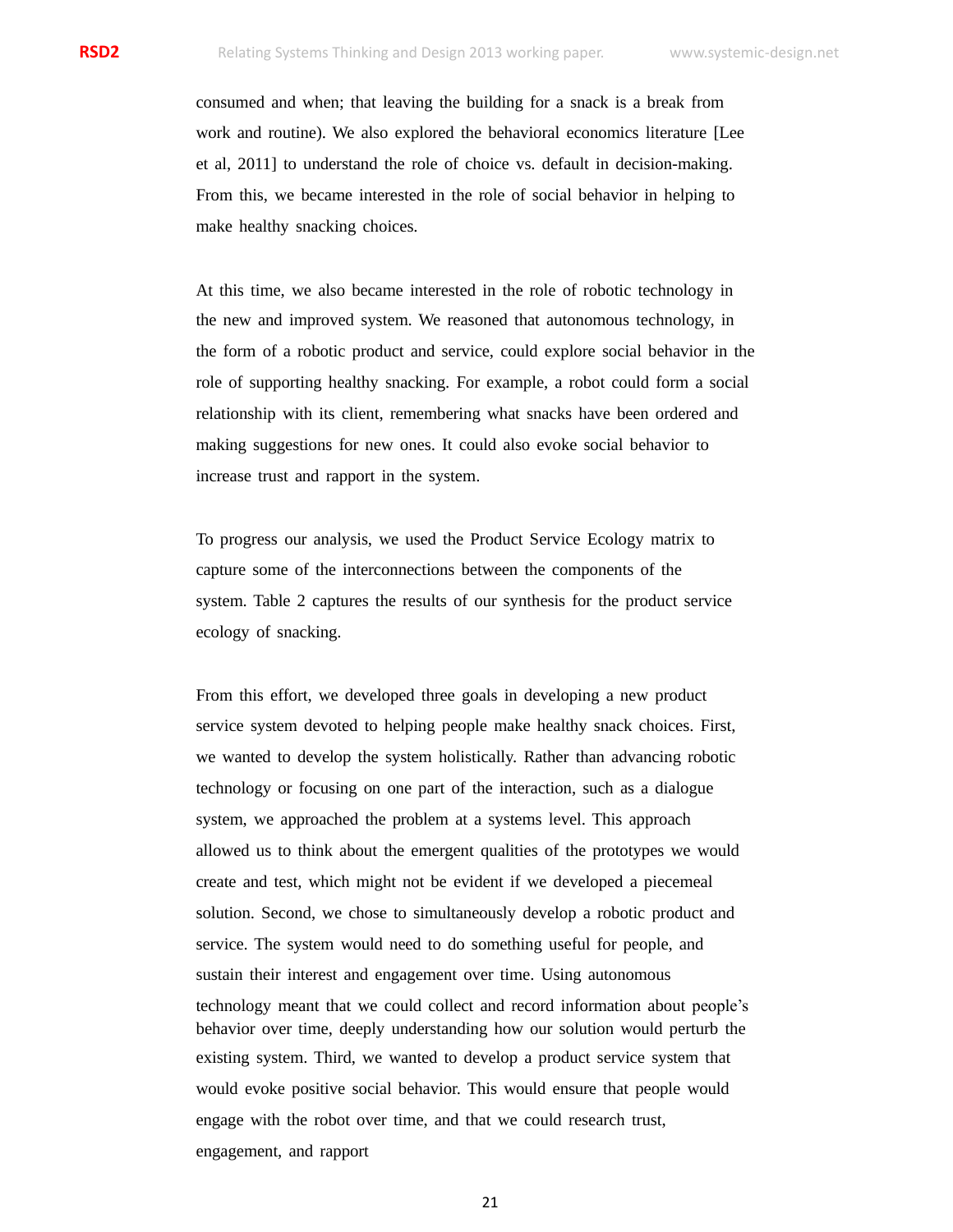consumed and when; that leaving the building for a snack is a break from work and routine). We also explored the behavioral economics literature [Lee et al, 2011] to understand the role of choice vs. default in decision-making. From this, we became interested in the role of social behavior in helping to make healthy snacking choices.

At this time, we also became interested in the role of robotic technology in the new and improved system. We reasoned that autonomous technology, in the form of a robotic product and service, could explore social behavior in the role of supporting healthy snacking. For example, a robot could form a social relationship with its client, remembering what snacks have been ordered and making suggestions for new ones. It could also evoke social behavior to increase trust and rapport in the system.

To progress our analysis, we used the Product Service Ecology matrix to capture some of the interconnections between the components of the system. Table 2 captures the results of our synthesis for the product service ecology of snacking.

From this effort, we developed three goals in developing a new product service system devoted to helping people make healthy snack choices. First, we wanted to develop the system holistically. Rather than advancing robotic technology or focusing on one part of the interaction, such as a dialogue system, we approached the problem at a systems level. This approach allowed us to think about the emergent qualities of the prototypes we would create and test, which might not be evident if we developed a piecemeal solution. Second, we chose to simultaneously develop a robotic product and service. The system would need to do something useful for people, and sustain their interest and engagement over time. Using autonomous technology meant that we could collect and record information about people's behavior over time, deeply understanding how our solution would perturb the existing system. Third, we wanted to develop a product service system that would evoke positive social behavior. This would ensure that people would engage with the robot over time, and that we could research trust, engagement, and rapport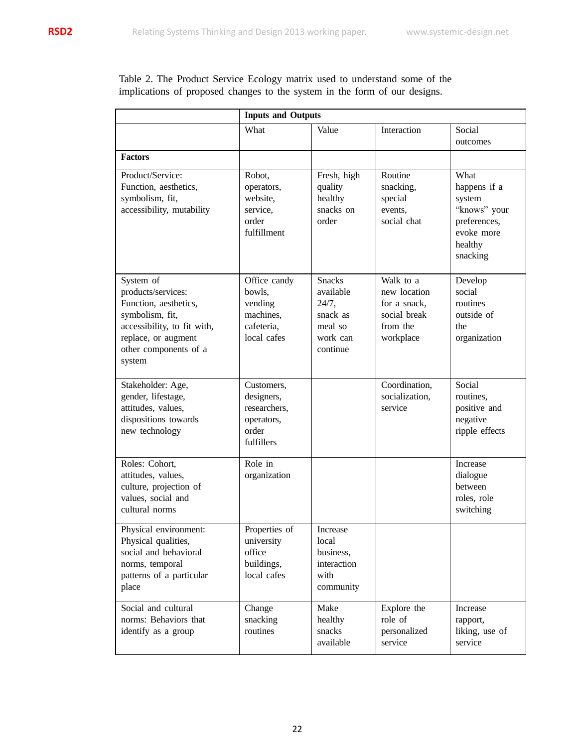Table 2. The Product Service Ecology matrix used to understand some of the implications of proposed changes to the system in the form of our designs.

| | Inputs and Outputs | | | |
|---|---|---|---|---|
| | What | Value | Interaction | Social outcomes |
| **Factors** | | | | |
| Product/Service: Function, aesthetics, symbolism, fit, accessibility, mutability | Robot, operators, website, service, order fulfillment | Fresh, high quality healthy snacks on order | Routine snacking, special events, social chat | What happens if a system "knows" your preferences, evoke more healthy snacking |
| System of products/services: Function, aesthetics, symbolism, fit, accessibility, to fit with, replace, or augment other components of a system | Office candy bowls, vending machines, cafeteria, local cafes | Snacks available 24/7, snack as meal so work can continue | Walk to a new location for a snack, social break from the workplace | Develop social routines outside of the organization |
| Stakeholder: Age, gender, lifestage, attitudes, values, dispositions towards new technology | Customers, designers, researchers, operators, order fulfillers | | Coordination, socialization, service | Social routines, positive and negative ripple effects |
| Roles: Cohort, attitudes, values, culture, projection of values, social and cultural norms | Role in organization | | | Increase dialogue between roles, role switching |
| Physical environment: Physical qualities, social and behavioral norms, temporal patterns of a particular place | Properties of university office buildings, local cafes | Increase local business, interaction with community | | |
| Social and cultural norms: Behaviors that identify as a group | Change snacking routines | Make healthy snacks available | Explore the role of personalized service | Increase rapport, liking, use of service |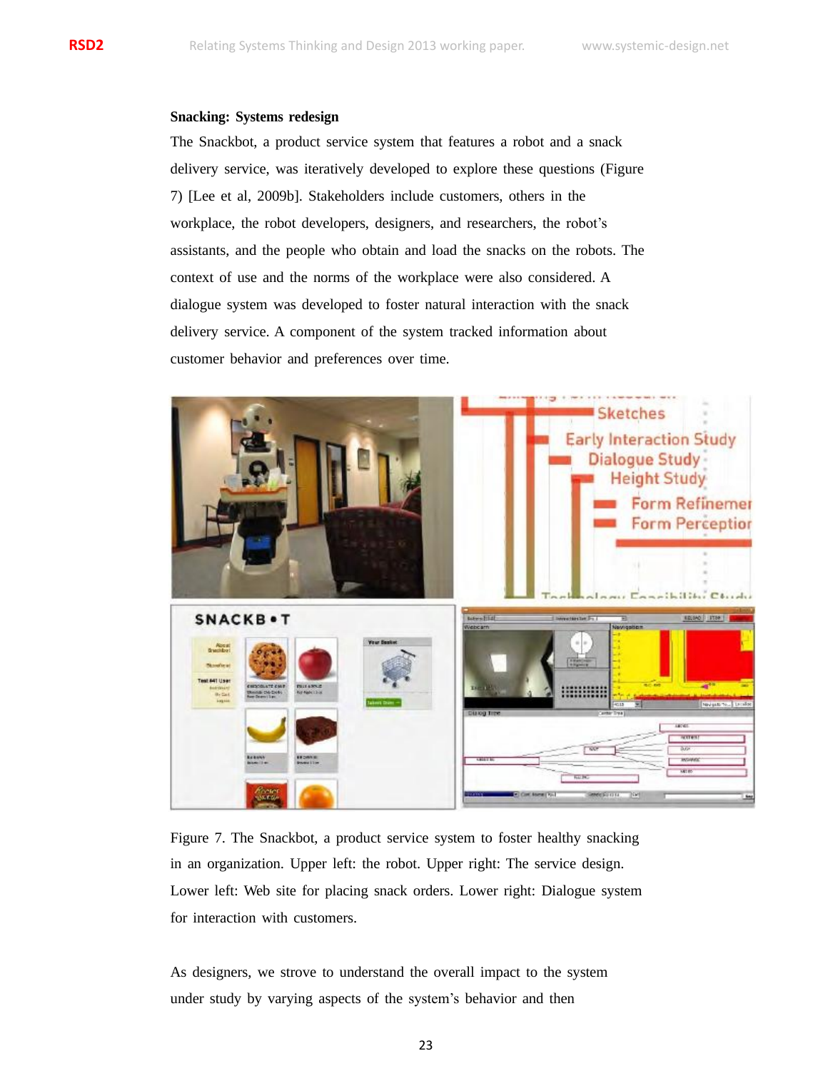**Snacking: Systems redesign**

The Snackbot, a product service system that features a robot and a snack delivery service, was iteratively developed to explore these questions (Figure 7) [Lee et al, 2009b]. Stakeholders include customers, others in the workplace, the robot developers, designers, and researchers, the robot's assistants, and the people who obtain and load the snacks on the robots. The context of use and the norms of the workplace were also considered. A dialogue system was developed to foster natural interaction with the snack delivery service. A component of the system tracked information about customer behavior and preferences over time.

Figure 7. The Snackbot, a product service system to foster healthy snacking in an organization. Upper left: the robot. Upper right: The service design. Lower left: Web site for placing snack orders. Lower right: Dialogue system for interaction with customers.

As designers, we strove to understand the overall impact to the system under study by varying aspects of the system's behavior and then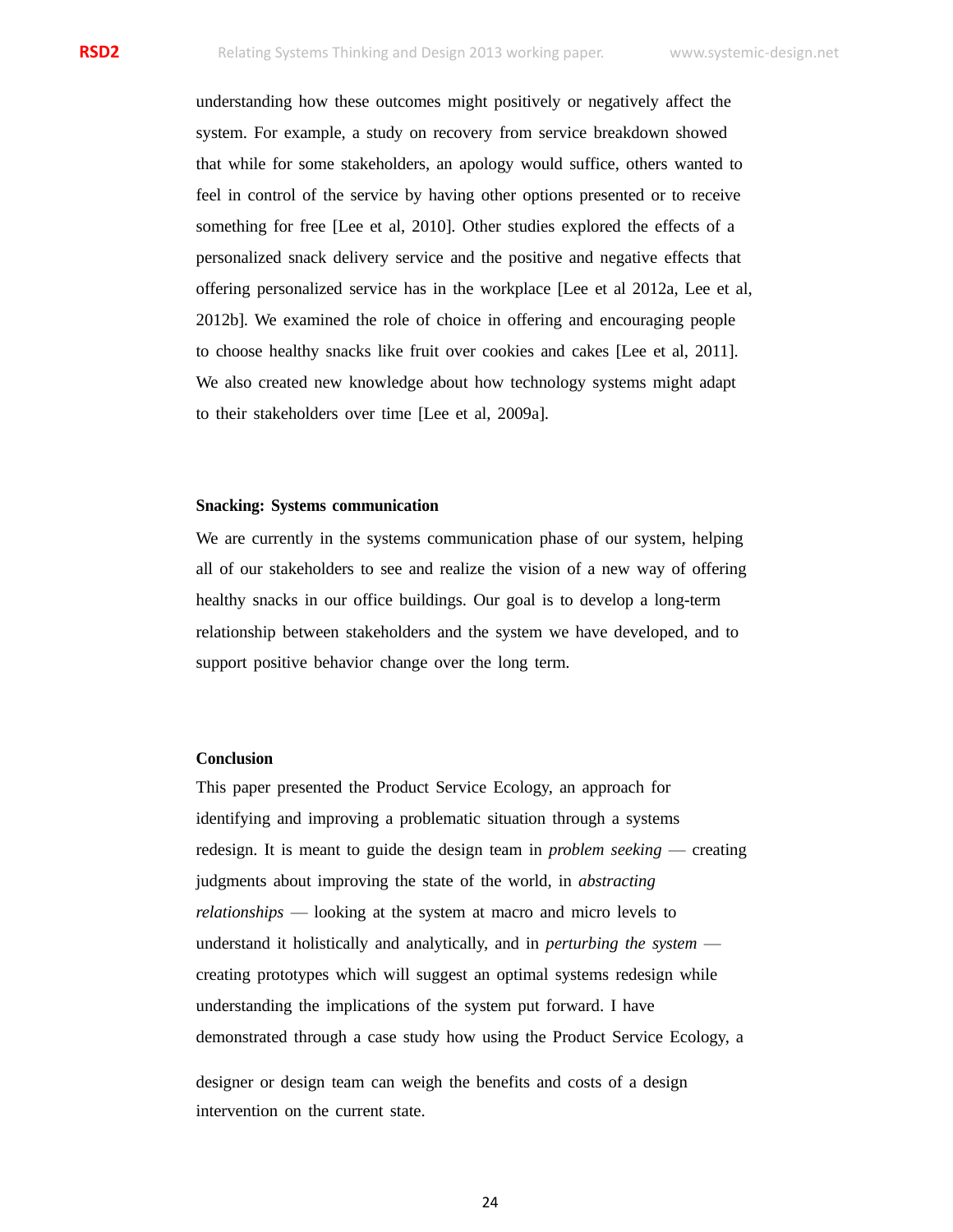understanding how these outcomes might positively or negatively affect the system. For example, a study on recovery from service breakdown showed that while for some stakeholders, an apology would suffice, others wanted to feel in control of the service by having other options presented or to receive something for free [Lee et al, 2010]. Other studies explored the effects of a personalized snack delivery service and the positive and negative effects that offering personalized service has in the workplace [Lee et al 2012a, Lee et al, 2012b]. We examined the role of choice in offering and encouraging people to choose healthy snacks like fruit over cookies and cakes [Lee et al, 2011]. We also created new knowledge about how technology systems might adapt to their stakeholders over time [Lee et al, 2009a].

**Snacking: Systems communication**

We are currently in the systems communication phase of our system, helping all of our stakeholders to see and realize the vision of a new way of offering healthy snacks in our office buildings. Our goal is to develop a long-term relationship between stakeholders and the system we have developed, and to support positive behavior change over the long term.

**Conclusion**

This paper presented the Product Service Ecology, an approach for identifying and improving a problematic situation through a systems redesign. It is meant to guide the design team in *problem seeking* — creating judgments about improving the state of the world, in *abstracting relationships* — looking at the system at macro and micro levels to understand it holistically and analytically, and in *perturbing the system* — creating prototypes which will suggest an optimal systems redesign while understanding the implications of the system put forward. I have demonstrated through a case study how using the Product Service Ecology, a designer or design team can weigh the benefits and costs of a design intervention on the current state.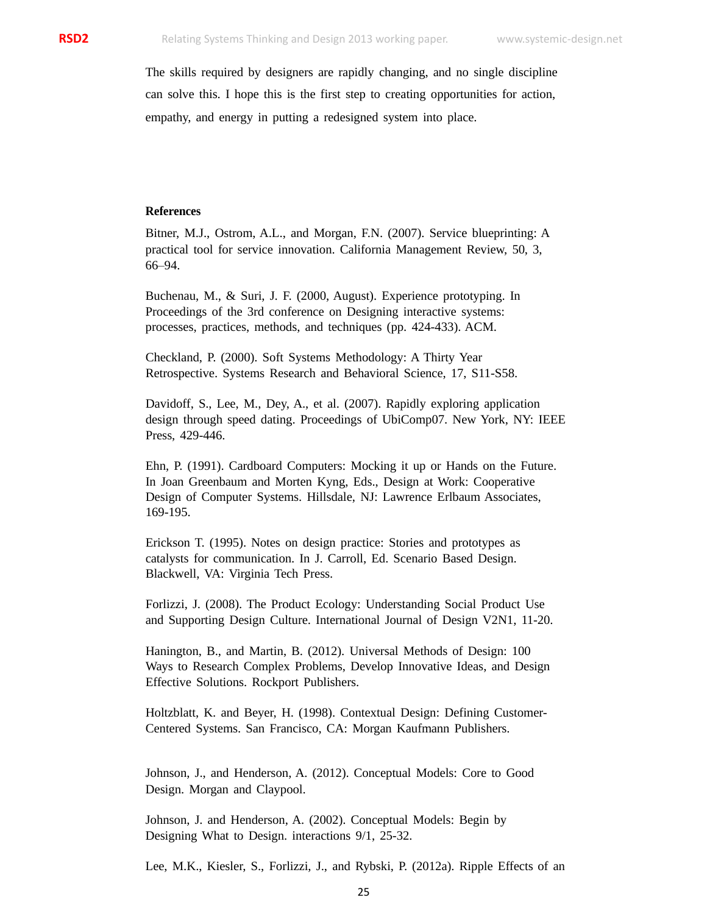The skills required by designers are rapidly changing, and no single discipline can solve this. I hope this is the first step to creating opportunities for action, empathy, and energy in putting a redesigned system into place.

**References**

Bitner, M.J., Ostrom, A.L., and Morgan, F.N. (2007). Service blueprinting: A practical tool for service innovation. California Management Review, 50, 3, 66–94.

Buchenau, M., & Suri, J. F. (2000, August). Experience prototyping. In Proceedings of the 3rd conference on Designing interactive systems: processes, practices, methods, and techniques (pp. 424-433). ACM.

Checkland, P. (2000). Soft Systems Methodology: A Thirty Year Retrospective. Systems Research and Behavioral Science, 17, S11-S58.

Davidoff, S., Lee, M., Dey, A., et al. (2007). Rapidly exploring application design through speed dating. Proceedings of UbiComp07. New York, NY: IEEE Press, 429-446.

Ehn, P. (1991). Cardboard Computers: Mocking it up or Hands on the Future. In Joan Greenbaum and Morten Kyng, Eds., Design at Work: Cooperative Design of Computer Systems. Hillsdale, NJ: Lawrence Erlbaum Associates, 169-195.

Erickson T. (1995). Notes on design practice: Stories and prototypes as catalysts for communication. In J. Carroll, Ed. Scenario Based Design. Blackwell, VA: Virginia Tech Press.

Forlizzi, J. (2008). The Product Ecology: Understanding Social Product Use and Supporting Design Culture. International Journal of Design V2N1, 11-20.

Hanington, B., and Martin, B. (2012). Universal Methods of Design: 100 Ways to Research Complex Problems, Develop Innovative Ideas, and Design Effective Solutions. Rockport Publishers.

Holtzblatt, K. and Beyer, H. (1998). Contextual Design: Defining Customer-Centered Systems. San Francisco, CA: Morgan Kaufmann Publishers.

Johnson, J., and Henderson, A. (2012). Conceptual Models: Core to Good Design. Morgan and Claypool.

Johnson, J. and Henderson, A. (2002). Conceptual Models: Begin by Designing What to Design. interactions 9/1, 25-32.

Lee, M.K., Kiesler, S., Forlizzi, J., and Rybski, P. (2012a). Ripple Effects of an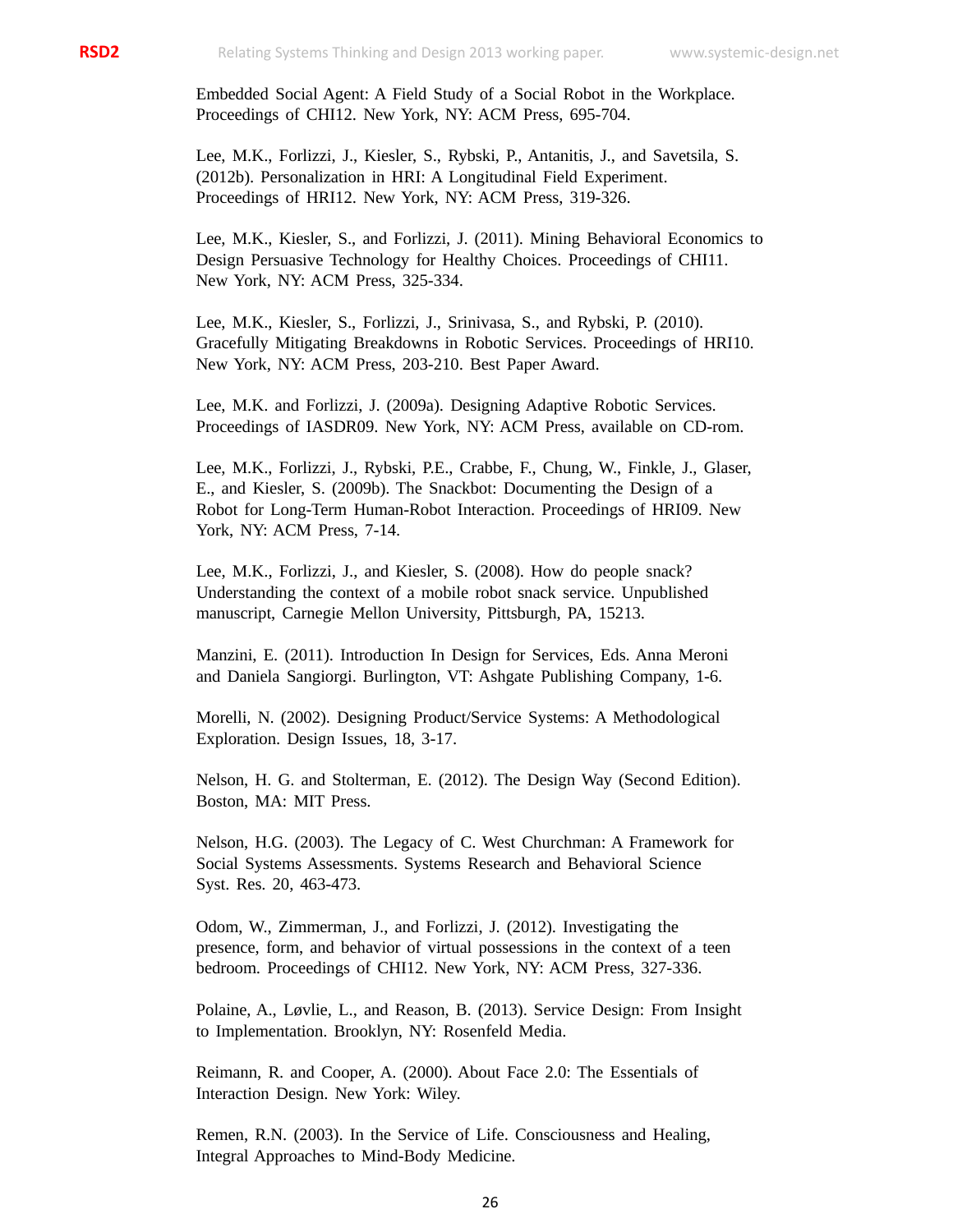Embedded Social Agent: A Field Study of a Social Robot in the Workplace. Proceedings of CHI12. New York, NY: ACM Press, 695-704.

Lee, M.K., Forlizzi, J., Kiesler, S., Rybski, P., Antanitis, J., and Savetsila, S. (2012b). Personalization in HRI: A Longitudinal Field Experiment. Proceedings of HRI12. New York, NY: ACM Press, 319-326.

Lee, M.K., Kiesler, S., and Forlizzi, J. (2011). Mining Behavioral Economics to Design Persuasive Technology for Healthy Choices. Proceedings of CHI11. New York, NY: ACM Press, 325-334.

Lee, M.K., Kiesler, S., Forlizzi, J., Srinivasa, S., and Rybski, P. (2010). Gracefully Mitigating Breakdowns in Robotic Services. Proceedings of HRI10. New York, NY: ACM Press, 203-210. Best Paper Award.

Lee, M.K. and Forlizzi, J. (2009a). Designing Adaptive Robotic Services. Proceedings of IASDR09. New York, NY: ACM Press, available on CD-rom.

Lee, M.K., Forlizzi, J., Rybski, P.E., Crabbe, F., Chung, W., Finkle, J., Glaser, E., and Kiesler, S. (2009b). The Snackbot: Documenting the Design of a Robot for Long-Term Human-Robot Interaction. Proceedings of HRI09. New York, NY: ACM Press, 7-14.

Lee, M.K., Forlizzi, J., and Kiesler, S. (2008). How do people snack? Understanding the context of a mobile robot snack service. Unpublished manuscript, Carnegie Mellon University, Pittsburgh, PA, 15213.

Manzini, E. (2011). Introduction In Design for Services, Eds. Anna Meroni and Daniela Sangiorgi. Burlington, VT: Ashgate Publishing Company, 1-6.

Morelli, N. (2002). Designing Product/Service Systems: A Methodological Exploration. Design Issues, 18, 3-17.

Nelson, H. G. and Stolterman, E. (2012). The Design Way (Second Edition). Boston, MA: MIT Press.

Nelson, H.G. (2003). The Legacy of C. West Churchman: A Framework for Social Systems Assessments. Systems Research and Behavioral Science Syst. Res. 20, 463-473.

Odom, W., Zimmerman, J., and Forlizzi, J. (2012). Investigating the presence, form, and behavior of virtual possessions in the context of a teen bedroom. Proceedings of CHI12. New York, NY: ACM Press, 327-336.

Polaine, A., Løvlie, L., and Reason, B. (2013). Service Design: From Insight to Implementation. Brooklyn, NY: Rosenfeld Media.

Reimann, R. and Cooper, A. (2000). About Face 2.0: The Essentials of Interaction Design. New York: Wiley.

Remen, R.N. (2003). In the Service of Life. Consciousness and Healing, Integral Approaches to Mind-Body Medicine.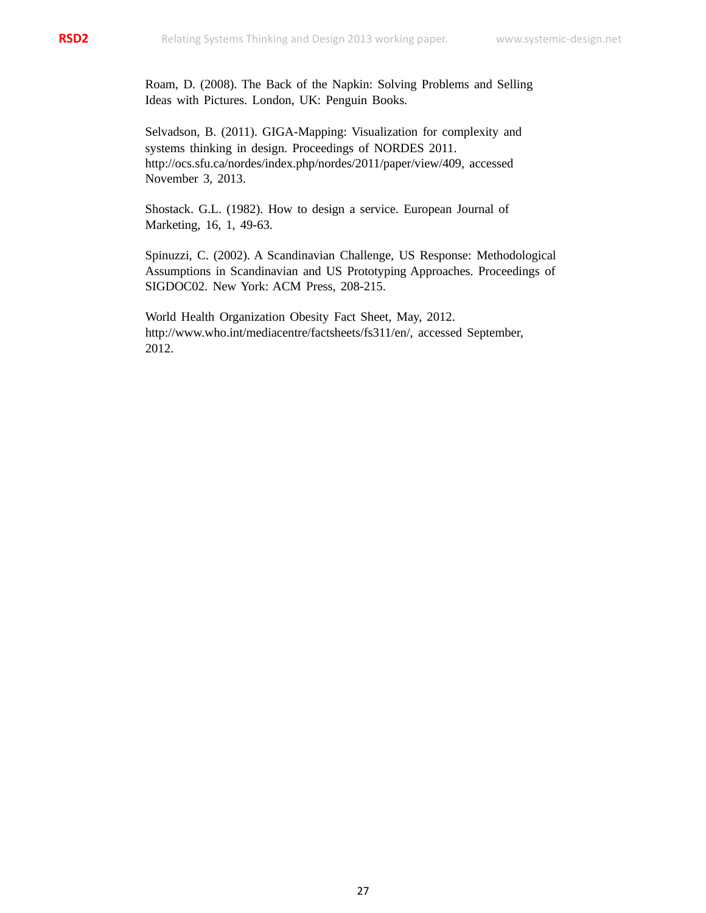Roam, D. (2008). The Back of the Napkin: Solving Problems and Selling Ideas with Pictures. London, UK: Penguin Books.

Selvadson, B. (2011). GIGA-Mapping: Visualization for complexity and systems thinking in design. Proceedings of NORDES 2011. http://ocs.sfu.ca/nordes/index.php/nordes/2011/paper/view/409, accessed November 3, 2013.

Shostack. G.L. (1982). How to design a service. European Journal of Marketing, 16, 1, 49-63.

Spinuzzi, C. (2002). A Scandinavian Challenge, US Response: Methodological Assumptions in Scandinavian and US Prototyping Approaches. Proceedings of SIGDOC02. New York: ACM Press, 208-215.

World Health Organization Obesity Fact Sheet, May, 2012. http://www.who.int/mediacentre/factsheets/fs311/en/, accessed September, 2012.